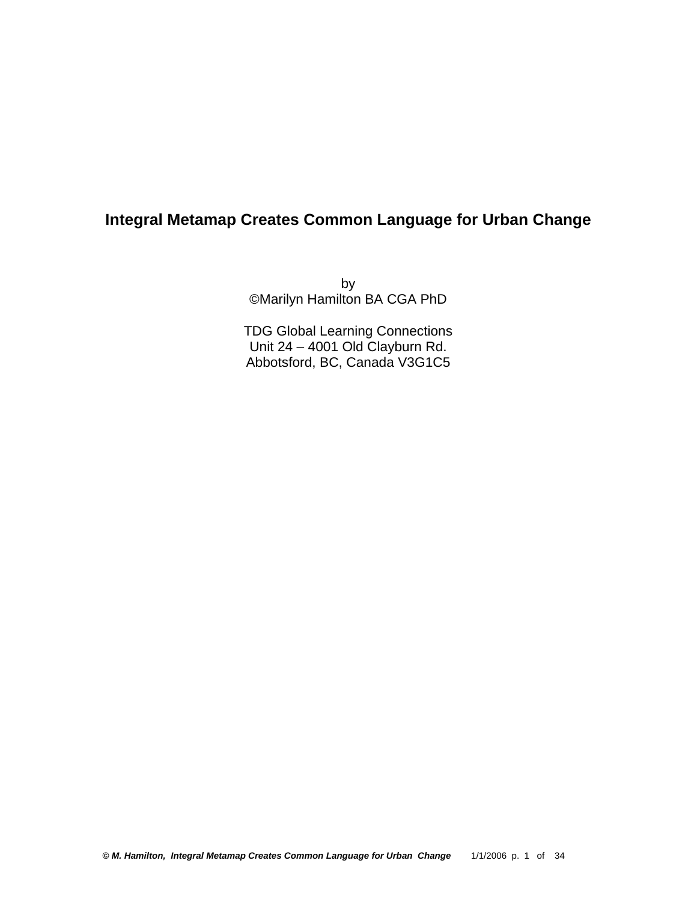# Integral Metamap Creates Common Language for Urban Change

by
©Marilyn Hamilton BA CGA PhD

TDG Global Learning Connections
Unit 24 – 4001 Old Clayburn Rd.
Abbotsford, BC, Canada V3G1C5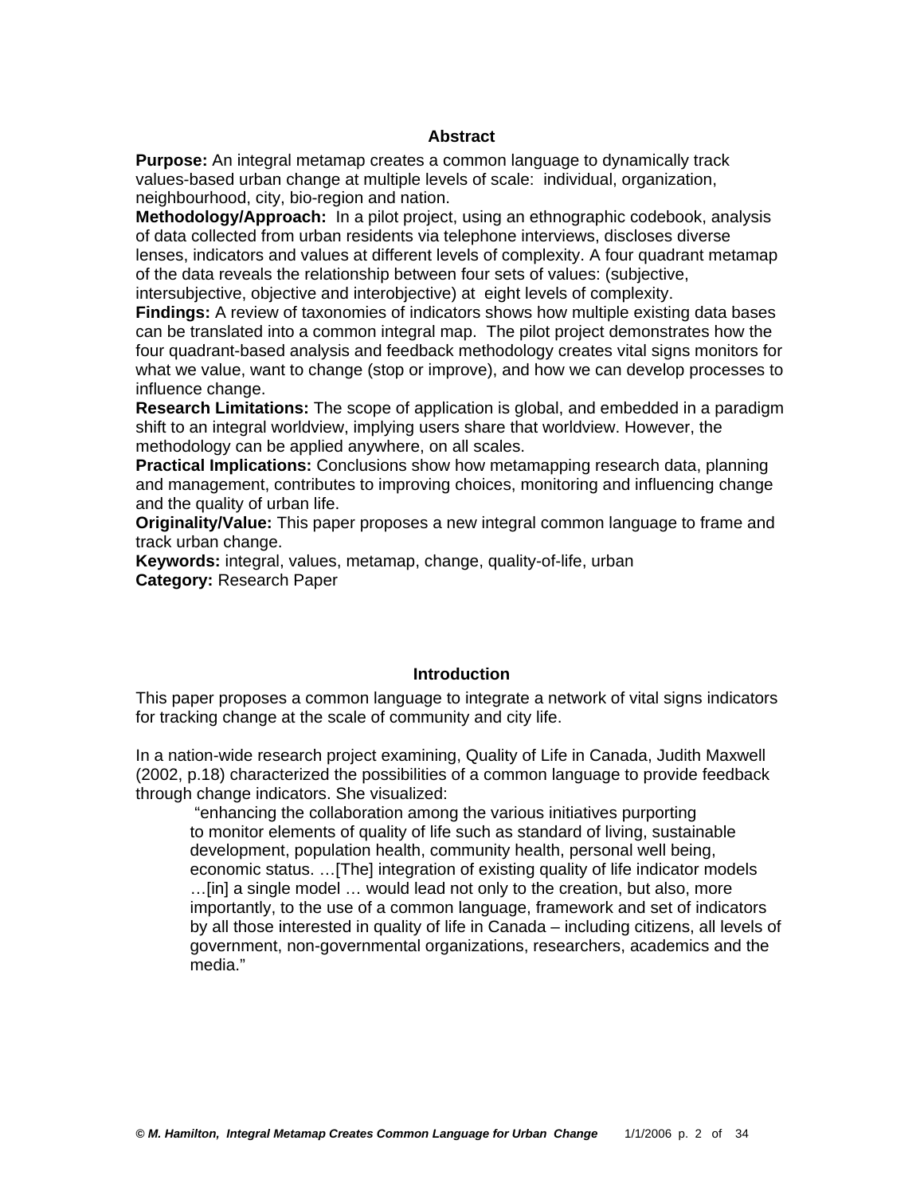## Abstract

**Purpose:** An integral metamap creates a common language to dynamically track values-based urban change at multiple levels of scale: individual, organization, neighbourhood, city, bio-region and nation.

**Methodology/Approach:** In a pilot project, using an ethnographic codebook, analysis of data collected from urban residents via telephone interviews, discloses diverse lenses, indicators and values at different levels of complexity. A four quadrant metamap of the data reveals the relationship between four sets of values: (subjective, intersubjective, objective and interobjective) at eight levels of complexity.

**Findings:** A review of taxonomies of indicators shows how multiple existing data bases can be translated into a common integral map. The pilot project demonstrates how the four quadrant-based analysis and feedback methodology creates vital signs monitors for what we value, want to change (stop or improve), and how we can develop processes to influence change.

**Research Limitations:** The scope of application is global, and embedded in a paradigm shift to an integral worldview, implying users share that worldview. However, the methodology can be applied anywhere, on all scales.

**Practical Implications:** Conclusions show how metamapping research data, planning and management, contributes to improving choices, monitoring and influencing change and the quality of urban life.

**Originality/Value:** This paper proposes a new integral common language to frame and track urban change.

**Keywords:** integral, values, metamap, change, quality-of-life, urban

**Category:** Research Paper

## Introduction

This paper proposes a common language to integrate a network of vital signs indicators for tracking change at the scale of community and city life.

In a nation-wide research project examining, Quality of Life in Canada, Judith Maxwell (2002, p.18) characterized the possibilities of a common language to provide feedback through change indicators. She visualized:

> "enhancing the collaboration among the various initiatives purporting to monitor elements of quality of life such as standard of living, sustainable development, population health, community health, personal well being, economic status. …[The] integration of existing quality of life indicator models …[in] a single model … would lead not only to the creation, but also, more importantly, to the use of a common language, framework and set of indicators by all those interested in quality of life in Canada – including citizens, all levels of government, non-governmental organizations, researchers, academics and the media."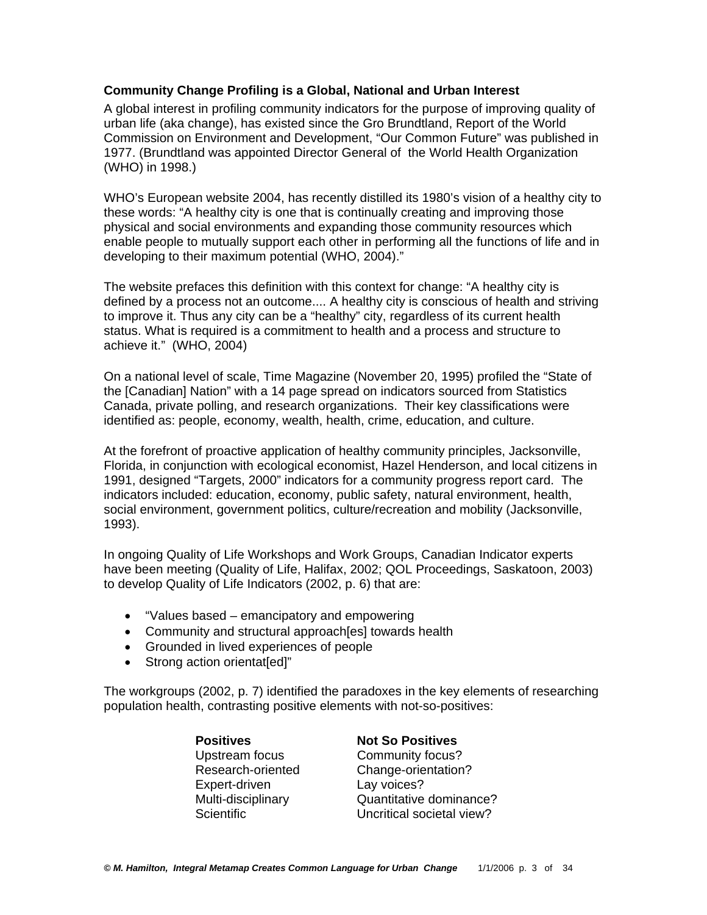**Community Change Profiling is a Global, National and Urban Interest**

A global interest in profiling community indicators for the purpose of improving quality of urban life (aka change), has existed since the Gro Brundtland, Report of the World Commission on Environment and Development, "Our Common Future" was published in 1977. (Brundtland was appointed Director General of the World Health Organization (WHO) in 1998.)

WHO's European website 2004, has recently distilled its 1980's vision of a healthy city to these words: "A healthy city is one that is continually creating and improving those physical and social environments and expanding those community resources which enable people to mutually support each other in performing all the functions of life and in developing to their maximum potential (WHO, 2004)."

The website prefaces this definition with this context for change: "A healthy city is defined by a process not an outcome.... A healthy city is conscious of health and striving to improve it. Thus any city can be a "healthy" city, regardless of its current health status. What is required is a commitment to health and a process and structure to achieve it." (WHO, 2004)

On a national level of scale, Time Magazine (November 20, 1995) profiled the "State of the [Canadian] Nation" with a 14 page spread on indicators sourced from Statistics Canada, private polling, and research organizations. Their key classifications were identified as: people, economy, wealth, health, crime, education, and culture.

At the forefront of proactive application of healthy community principles, Jacksonville, Florida, in conjunction with ecological economist, Hazel Henderson, and local citizens in 1991, designed "Targets, 2000" indicators for a community progress report card. The indicators included: education, economy, public safety, natural environment, health, social environment, government politics, culture/recreation and mobility (Jacksonville, 1993).

In ongoing Quality of Life Workshops and Work Groups, Canadian Indicator experts have been meeting (Quality of Life, Halifax, 2002; QOL Proceedings, Saskatoon, 2003) to develop Quality of Life Indicators (2002, p. 6) that are:

- "Values based – emancipatory and empowering
- Community and structural approach[es] towards health
- Grounded in lived experiences of people
- Strong action orientat[ed]"

The workgroups (2002, p. 7) identified the paradoxes in the key elements of researching population health, contrasting positive elements with not-so-positives:

| **Positives** | **Not So Positives** |
|---|---|
| Upstream focus | Community focus? |
| Research-oriented | Change-orientation? |
| Expert-driven | Lay voices? |
| Multi-disciplinary | Quantitative dominance? |
| Scientific | Uncritical societal view? |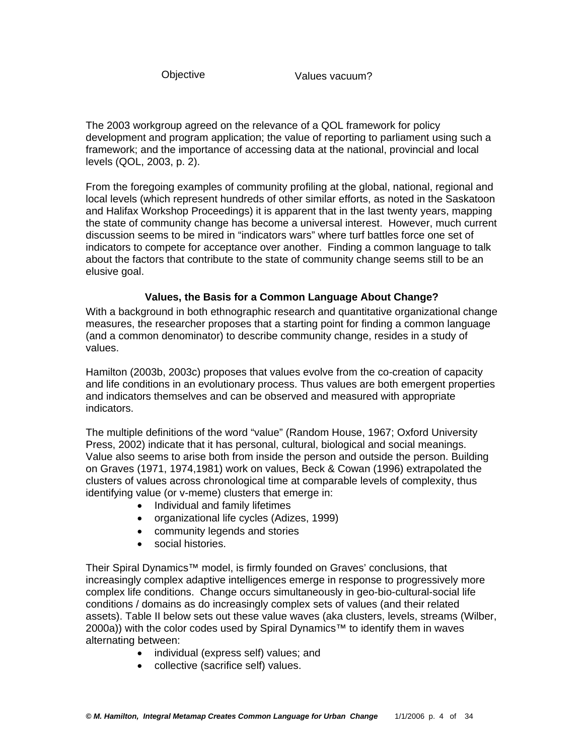| Objective | Values vacuum? |
|---|---|

The 2003 workgroup agreed on the relevance of a QOL framework for policy development and program application; the value of reporting to parliament using such a framework; and the importance of accessing data at the national, provincial and local levels (QOL, 2003, p. 2).

From the foregoing examples of community profiling at the global, national, regional and local levels (which represent hundreds of other similar efforts, as noted in the Saskatoon and Halifax Workshop Proceedings) it is apparent that in the last twenty years, mapping the state of community change has become a universal interest. However, much current discussion seems to be mired in "indicators wars" where turf battles force one set of indicators to compete for acceptance over another. Finding a common language to talk about the factors that contribute to the state of community change seems still to be an elusive goal.

## Values, the Basis for a Common Language About Change?

With a background in both ethnographic research and quantitative organizational change measures, the researcher proposes that a starting point for finding a common language (and a common denominator) to describe community change, resides in a study of values.

Hamilton (2003b, 2003c) proposes that values evolve from the co-creation of capacity and life conditions in an evolutionary process. Thus values are both emergent properties and indicators themselves and can be observed and measured with appropriate indicators.

The multiple definitions of the word "value" (Random House, 1967; Oxford University Press, 2002) indicate that it has personal, cultural, biological and social meanings. Value also seems to arise both from inside the person and outside the person. Building on Graves (1971, 1974,1981) work on values, Beck & Cowan (1996) extrapolated the clusters of values across chronological time at comparable levels of complexity, thus identifying value (or v-meme) clusters that emerge in:

- Individual and family lifetimes
- organizational life cycles (Adizes, 1999)
- community legends and stories
- social histories.

Their Spiral Dynamics™ model, is firmly founded on Graves' conclusions, that increasingly complex adaptive intelligences emerge in response to progressively more complex life conditions. Change occurs simultaneously in geo-bio-cultural-social life conditions / domains as do increasingly complex sets of values (and their related assets). Table II below sets out these value waves (aka clusters, levels, streams (Wilber, 2000a)) with the color codes used by Spiral Dynamics™ to identify them in waves alternating between:

- individual (express self) values; and
- collective (sacrifice self) values.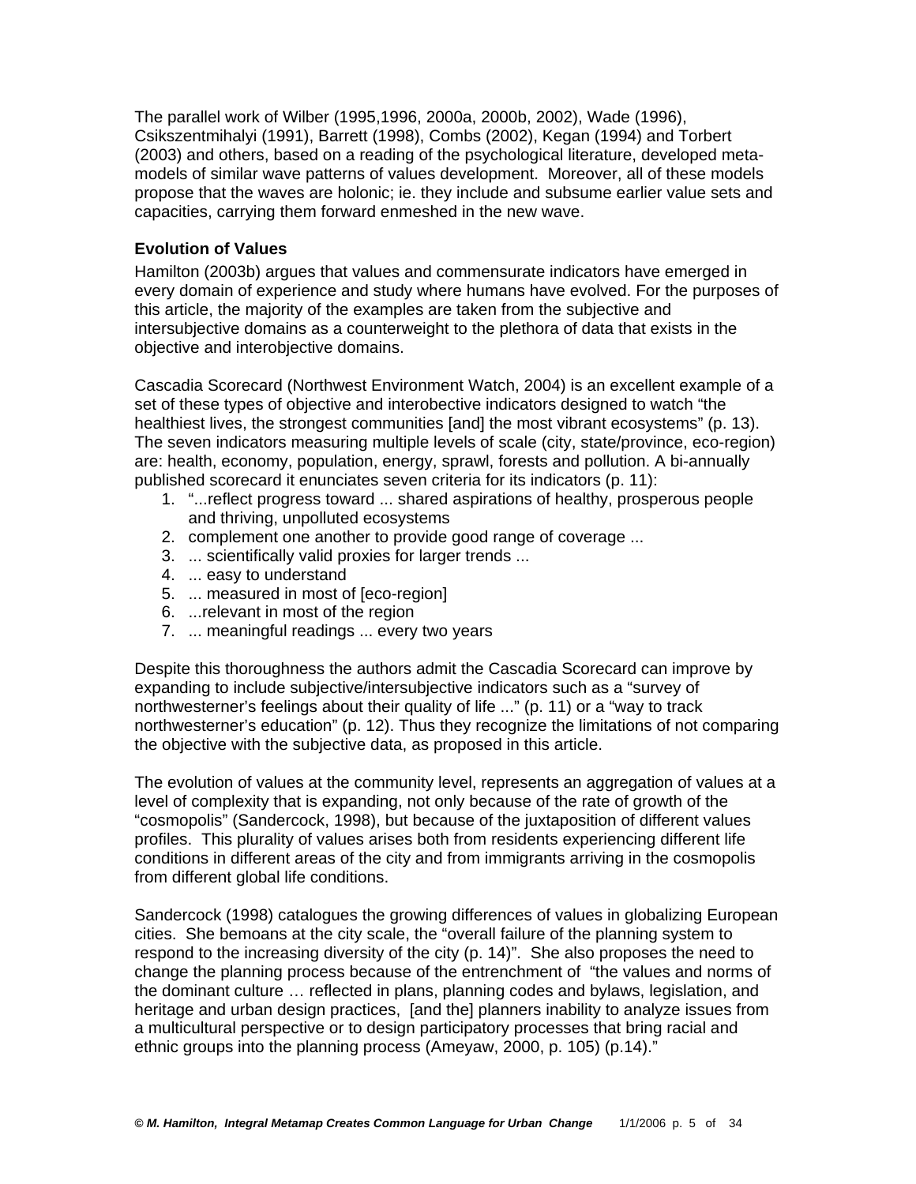The parallel work of Wilber (1995,1996, 2000a, 2000b, 2002), Wade (1996), Csikszentmihalyi (1991), Barrett (1998), Combs (2002), Kegan (1994) and Torbert (2003) and others, based on a reading of the psychological literature, developed meta-models of similar wave patterns of values development. Moreover, all of these models propose that the waves are holonic; ie. they include and subsume earlier value sets and capacities, carrying them forward enmeshed in the new wave.

### Evolution of Values

Hamilton (2003b) argues that values and commensurate indicators have emerged in every domain of experience and study where humans have evolved. For the purposes of this article, the majority of the examples are taken from the subjective and intersubjective domains as a counterweight to the plethora of data that exists in the objective and interobjective domains.

Cascadia Scorecard (Northwest Environment Watch, 2004) is an excellent example of a set of these types of objective and interobective indicators designed to watch "the healthiest lives, the strongest communities [and] the most vibrant ecosystems" (p. 13). The seven indicators measuring multiple levels of scale (city, state/province, eco-region) are: health, economy, population, energy, sprawl, forests and pollution. A bi-annually published scorecard it enunciates seven criteria for its indicators (p. 11):

1. "...reflect progress toward ... shared aspirations of healthy, prosperous people and thriving, unpolluted ecosystems
2. complement one another to provide good range of coverage ...
3. ... scientifically valid proxies for larger trends ...
4. ... easy to understand
5. ... measured in most of [eco-region]
6. ...relevant in most of the region
7. ... meaningful readings ... every two years

Despite this thoroughness the authors admit the Cascadia Scorecard can improve by expanding to include subjective/intersubjective indicators such as a "survey of northwesterner's feelings about their quality of life ..." (p. 11) or a "way to track northwesterner's education" (p. 12). Thus they recognize the limitations of not comparing the objective with the subjective data, as proposed in this article.

The evolution of values at the community level, represents an aggregation of values at a level of complexity that is expanding, not only because of the rate of growth of the "cosmopolis" (Sandercock, 1998), but because of the juxtaposition of different values profiles. This plurality of values arises both from residents experiencing different life conditions in different areas of the city and from immigrants arriving in the cosmopolis from different global life conditions.

Sandercock (1998) catalogues the growing differences of values in globalizing European cities. She bemoans at the city scale, the "overall failure of the planning system to respond to the increasing diversity of the city (p. 14)". She also proposes the need to change the planning process because of the entrenchment of "the values and norms of the dominant culture … reflected in plans, planning codes and bylaws, legislation, and heritage and urban design practices, [and the] planners inability to analyze issues from a multicultural perspective or to design participatory processes that bring racial and ethnic groups into the planning process (Ameyaw, 2000, p. 105) (p.14)."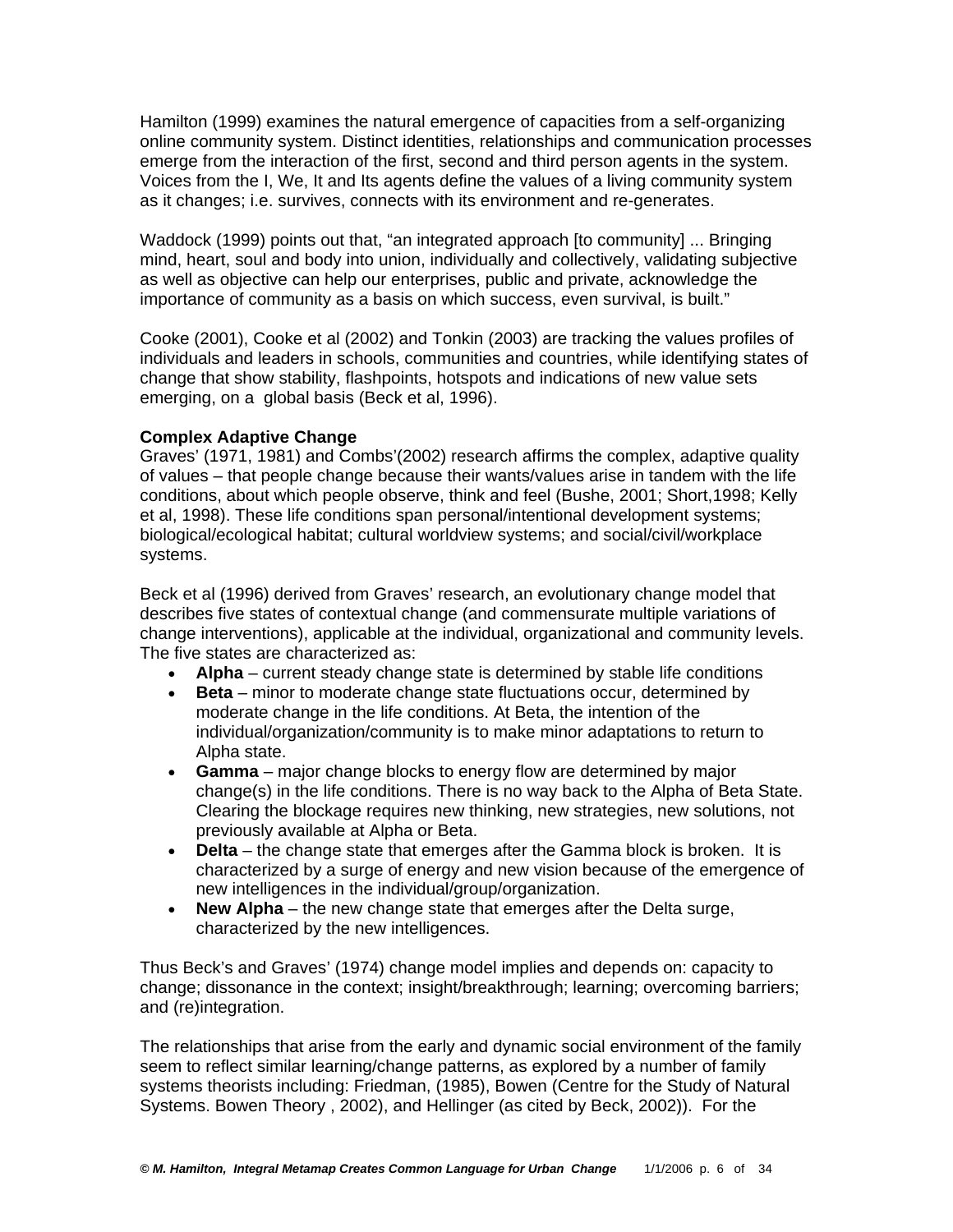Hamilton (1999) examines the natural emergence of capacities from a self-organizing online community system. Distinct identities, relationships and communication processes emerge from the interaction of the first, second and third person agents in the system. Voices from the I, We, It and Its agents define the values of a living community system as it changes; i.e. survives, connects with its environment and re-generates.

Waddock (1999) points out that, "an integrated approach [to community] ... Bringing mind, heart, soul and body into union, individually and collectively, validating subjective as well as objective can help our enterprises, public and private, acknowledge the importance of community as a basis on which success, even survival, is built."

Cooke (2001), Cooke et al (2002) and Tonkin (2003) are tracking the values profiles of individuals and leaders in schools, communities and countries, while identifying states of change that show stability, flashpoints, hotspots and indications of new value sets emerging, on a global basis (Beck et al, 1996).

**Complex Adaptive Change**
Graves' (1971, 1981) and Combs'(2002) research affirms the complex, adaptive quality of values – that people change because their wants/values arise in tandem with the life conditions, about which people observe, think and feel (Bushe, 2001; Short,1998; Kelly et al, 1998). These life conditions span personal/intentional development systems; biological/ecological habitat; cultural worldview systems; and social/civil/workplace systems.

Beck et al (1996) derived from Graves' research, an evolutionary change model that describes five states of contextual change (and commensurate multiple variations of change interventions), applicable at the individual, organizational and community levels. The five states are characterized as:

- **Alpha** – current steady change state is determined by stable life conditions
- **Beta** – minor to moderate change state fluctuations occur, determined by moderate change in the life conditions. At Beta, the intention of the individual/organization/community is to make minor adaptations to return to Alpha state.
- **Gamma** – major change blocks to energy flow are determined by major change(s) in the life conditions. There is no way back to the Alpha of Beta State. Clearing the blockage requires new thinking, new strategies, new solutions, not previously available at Alpha or Beta.
- **Delta** – the change state that emerges after the Gamma block is broken. It is characterized by a surge of energy and new vision because of the emergence of new intelligences in the individual/group/organization.
- **New Alpha** – the new change state that emerges after the Delta surge, characterized by the new intelligences.

Thus Beck's and Graves' (1974) change model implies and depends on: capacity to change; dissonance in the context; insight/breakthrough; learning; overcoming barriers; and (re)integration.

The relationships that arise from the early and dynamic social environment of the family seem to reflect similar learning/change patterns, as explored by a number of family systems theorists including: Friedman, (1985), Bowen (Centre for the Study of Natural Systems. Bowen Theory , 2002), and Hellinger (as cited by Beck, 2002)). For the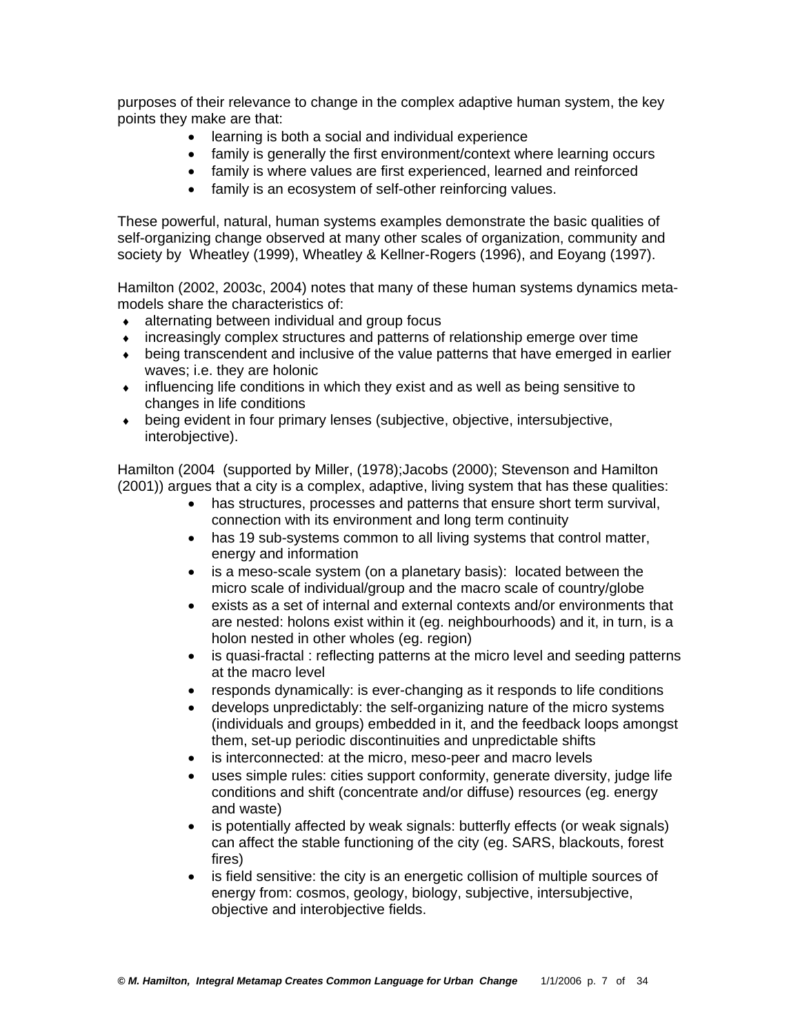purposes of their relevance to change in the complex adaptive human system, the key points they make are that:

- learning is both a social and individual experience
- family is generally the first environment/context where learning occurs
- family is where values are first experienced, learned and reinforced
- family is an ecosystem of self-other reinforcing values.

These powerful, natural, human systems examples demonstrate the basic qualities of self-organizing change observed at many other scales of organization, community and society by Wheatley (1999), Wheatley & Kellner-Rogers (1996), and Eoyang (1997).

Hamilton (2002, 2003c, 2004) notes that many of these human systems dynamics meta-models share the characteristics of:

- alternating between individual and group focus
- increasingly complex structures and patterns of relationship emerge over time
- being transcendent and inclusive of the value patterns that have emerged in earlier waves; i.e. they are holonic
- influencing life conditions in which they exist and as well as being sensitive to changes in life conditions
- being evident in four primary lenses (subjective, objective, intersubjective, interobjective).

Hamilton (2004 (supported by Miller, (1978);Jacobs (2000); Stevenson and Hamilton (2001)) argues that a city is a complex, adaptive, living system that has these qualities:

- has structures, processes and patterns that ensure short term survival, connection with its environment and long term continuity
- has 19 sub-systems common to all living systems that control matter, energy and information
- is a meso-scale system (on a planetary basis): located between the micro scale of individual/group and the macro scale of country/globe
- exists as a set of internal and external contexts and/or environments that are nested: holons exist within it (eg. neighbourhoods) and it, in turn, is a holon nested in other wholes (eg. region)
- is quasi-fractal : reflecting patterns at the micro level and seeding patterns at the macro level
- responds dynamically: is ever-changing as it responds to life conditions
- develops unpredictably: the self-organizing nature of the micro systems (individuals and groups) embedded in it, and the feedback loops amongst them, set-up periodic discontinuities and unpredictable shifts
- is interconnected: at the micro, meso-peer and macro levels
- uses simple rules: cities support conformity, generate diversity, judge life conditions and shift (concentrate and/or diffuse) resources (eg. energy and waste)
- is potentially affected by weak signals: butterfly effects (or weak signals) can affect the stable functioning of the city (eg. SARS, blackouts, forest fires)
- is field sensitive: the city is an energetic collision of multiple sources of energy from: cosmos, geology, biology, subjective, intersubjective, objective and interobjective fields.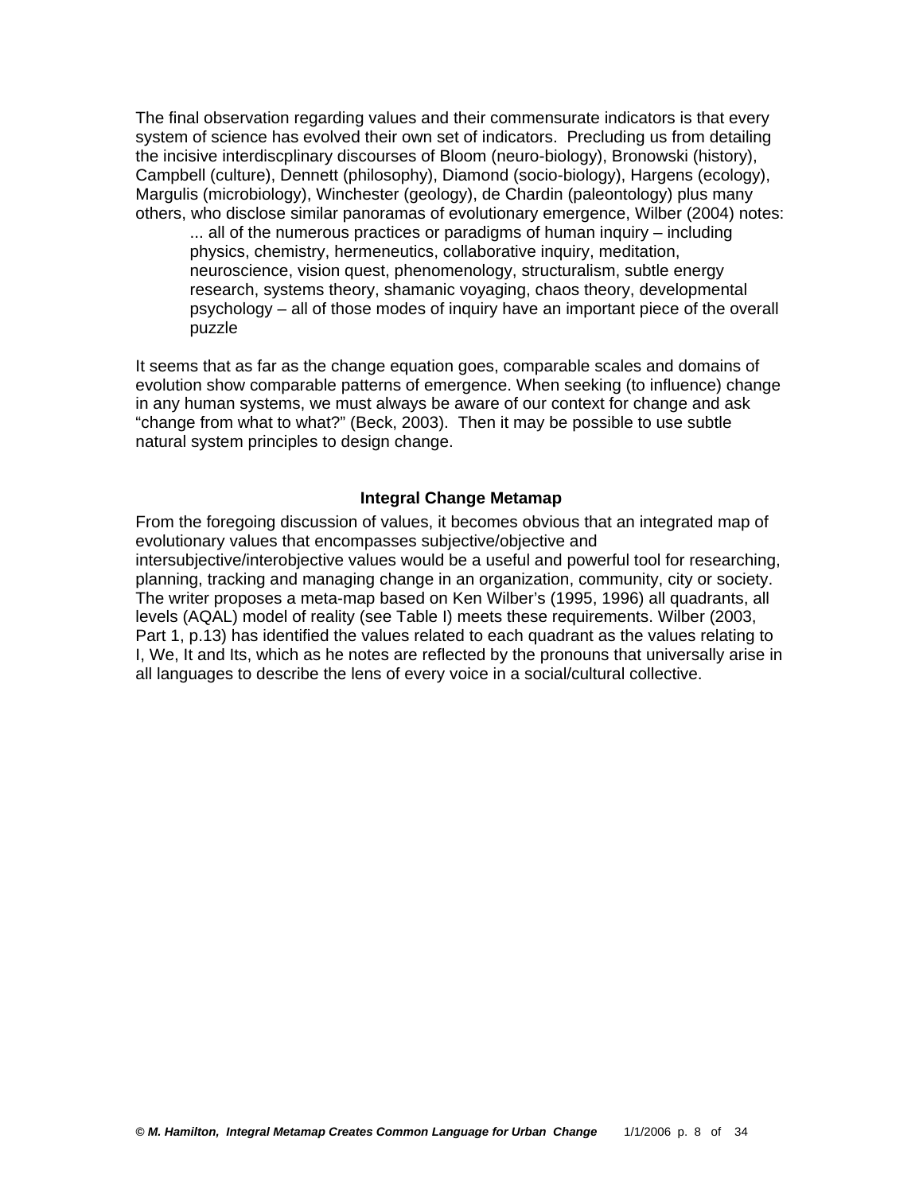The final observation regarding values and their commensurate indicators is that every system of science has evolved their own set of indicators. Precluding us from detailing the incisive interdiscplinary discourses of Bloom (neuro-biology), Bronowski (history), Campbell (culture), Dennett (philosophy), Diamond (socio-biology), Hargens (ecology), Margulis (microbiology), Winchester (geology), de Chardin (paleontology) plus many others, who disclose similar panoramas of evolutionary emergence, Wilber (2004) notes:

> ... all of the numerous practices or paradigms of human inquiry – including physics, chemistry, hermeneutics, collaborative inquiry, meditation, neuroscience, vision quest, phenomenology, structuralism, subtle energy research, systems theory, shamanic voyaging, chaos theory, developmental psychology – all of those modes of inquiry have an important piece of the overall puzzle

It seems that as far as the change equation goes, comparable scales and domains of evolution show comparable patterns of emergence. When seeking (to influence) change in any human systems, we must always be aware of our context for change and ask "change from what to what?" (Beck, 2003). Then it may be possible to use subtle natural system principles to design change.

### Integral Change Metamap

From the foregoing discussion of values, it becomes obvious that an integrated map of evolutionary values that encompasses subjective/objective and intersubjective/interobjective values would be a useful and powerful tool for researching, planning, tracking and managing change in an organization, community, city or society. The writer proposes a meta-map based on Ken Wilber's (1995, 1996) all quadrants, all levels (AQAL) model of reality (see Table I) meets these requirements. Wilber (2003, Part 1, p.13) has identified the values related to each quadrant as the values relating to I, We, It and Its, which as he notes are reflected by the pronouns that universally arise in all languages to describe the lens of every voice in a social/cultural collective.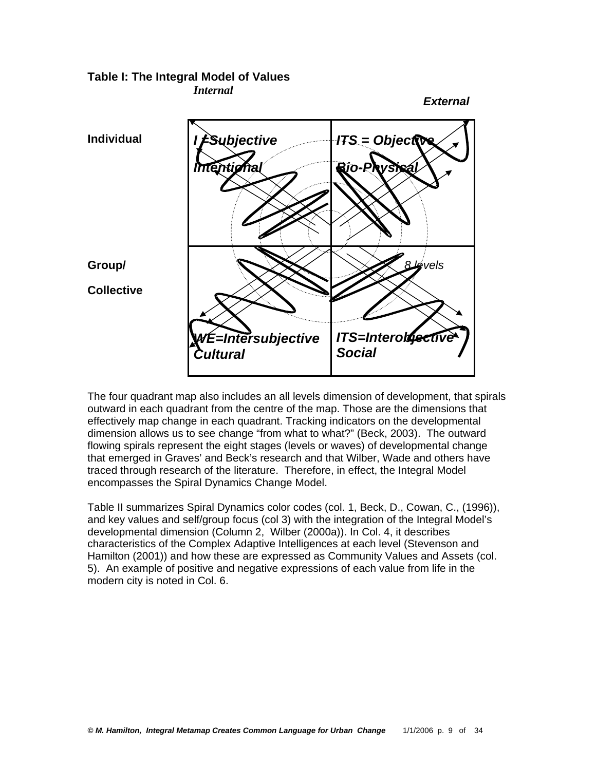**Table I: The Integral Model of Values**

| | *Internal* | *External* |
|---|---|---|
| **Individual** | ***I =Subjective*** ***Intentional*** | ***ITS = Objective*** ***Bio-Physical*** |
| **Group/ Collective** | ***WE=Intersubjective Cultural*** | ***ITS=Interobjective Social*** *8 levels* |

The four quadrant map also includes an all levels dimension of development, that spirals outward in each quadrant from the centre of the map. Those are the dimensions that effectively map change in each quadrant. Tracking indicators on the developmental dimension allows us to see change "from what to what?" (Beck, 2003). The outward flowing spirals represent the eight stages (levels or waves) of developmental change that emerged in Graves' and Beck's research and that Wilber, Wade and others have traced through research of the literature. Therefore, in effect, the Integral Model encompasses the Spiral Dynamics Change Model.

Table II summarizes Spiral Dynamics color codes (col. 1, Beck, D., Cowan, C., (1996)), and key values and self/group focus (col 3) with the integration of the Integral Model's developmental dimension (Column 2, Wilber (2000a)). In Col. 4, it describes characteristics of the Complex Adaptive Intelligences at each level (Stevenson and Hamilton (2001)) and how these are expressed as Community Values and Assets (col. 5). An example of positive and negative expressions of each value from life in the modern city is noted in Col. 6.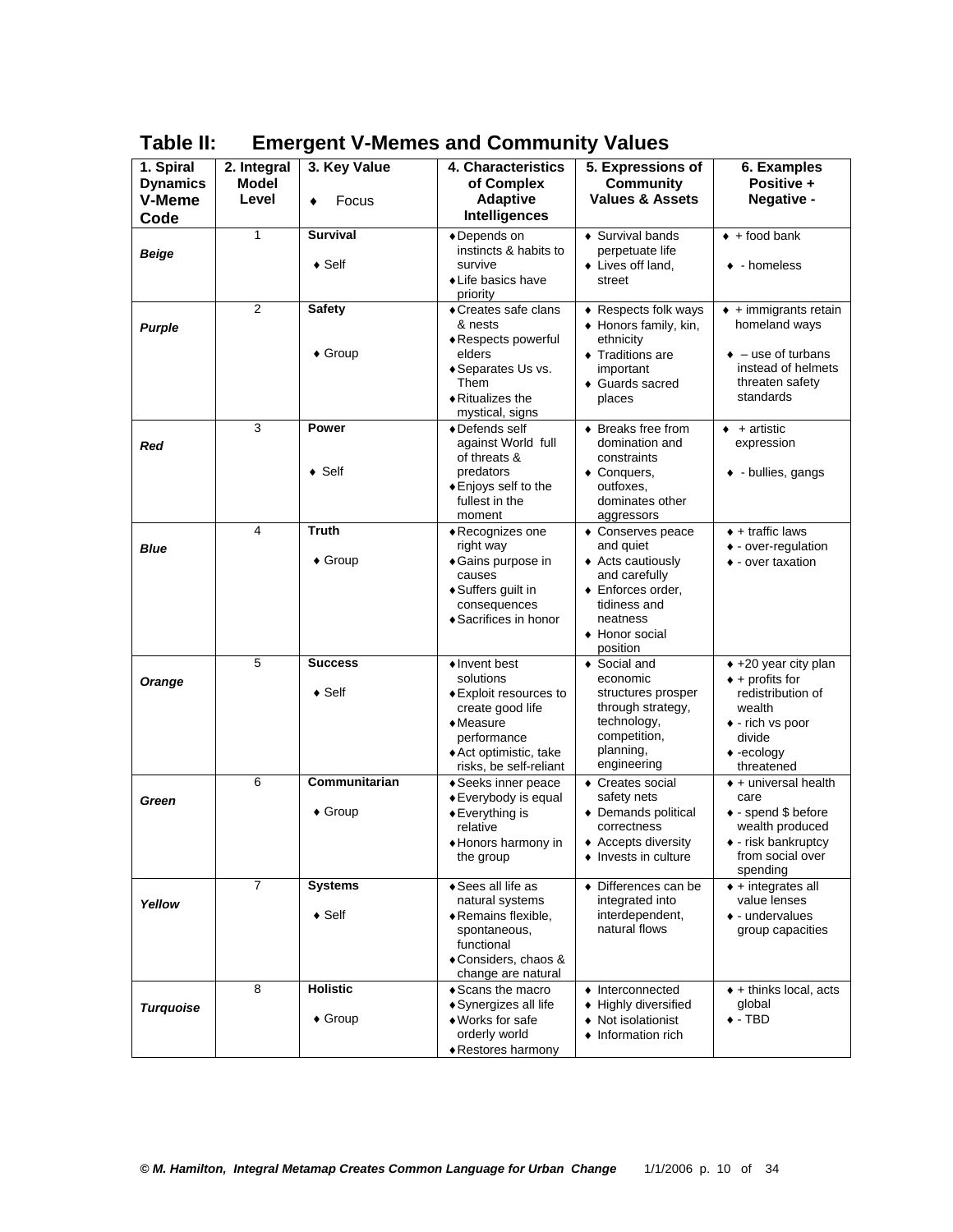## Table II: Emergent V-Memes and Community Values

| 1. Spiral Dynamics V-Meme Code | 2. Integral Model Level | 3. Key Value ♦ Focus | 4. Characteristics of Complex Adaptive Intelligences | 5. Expressions of Community Values & Assets | 6. Examples Positive + Negative - |
|---|---|---|---|---|---|
| ***Beige*** | 1 | **Survival** ♦ Self | ♦ Depends on instincts & habits to survive ♦ Life basics have priority | ♦ Survival bands perpetuate life ♦ Lives off land, street | ♦ + food bank ♦ - homeless |
| ***Purple*** | 2 | **Safety** ♦ Group | ♦ Creates safe clans & nests ♦ Respects powerful elders ♦ Separates Us vs. Them ♦ Ritualizes the mystical, signs | ♦ Respects folk ways ♦ Honors family, kin, ethnicity ♦ Traditions are important ♦ Guards sacred places | ♦ + immigrants retain homeland ways ♦ – use of turbans instead of helmets threaten safety standards |
| ***Red*** | 3 | **Power** ♦ Self | ♦ Defends self against World full of threats & predators ♦ Enjoys self to the fullest in the moment | ♦ Breaks free from domination and constraints ♦ Conquers, outfoxes, dominates other aggressors | ♦ + artistic expression ♦ - bullies, gangs |
| ***Blue*** | 4 | **Truth** ♦ Group | ♦ Recognizes one right way ♦ Gains purpose in causes ♦ Suffers guilt in consequences ♦ Sacrifices in honor | ♦ Conserves peace and quiet ♦ Acts cautiously and carefully ♦ Enforces order, tidiness and neatness ♦ Honor social position | ♦ + traffic laws ♦ - over-regulation ♦ - over taxation |
| ***Orange*** | 5 | **Success** ♦ Self | ♦ Invent best solutions ♦ Exploit resources to create good life ♦ Measure performance ♦ Act optimistic, take risks, be self-reliant | ♦ Social and economic structures prosper through strategy, technology, competition, planning, engineering | ♦ +20 year city plan ♦ + profits for redistribution of wealth ♦ - rich vs poor divide ♦ -ecology threatened |
| ***Green*** | 6 | **Communitarian** ♦ Group | ♦ Seeks inner peace ♦ Everybody is equal ♦ Everything is relative ♦ Honors harmony in the group | ♦ Creates social safety nets ♦ Demands political correctness ♦ Accepts diversity ♦ Invests in culture | ♦ + universal health care ♦ - spend $ before wealth produced ♦ - risk bankruptcy from social over spending |
| ***Yellow*** | 7 | **Systems** ♦ Self | ♦ Sees all life as natural systems ♦ Remains flexible, spontaneous, functional ♦ Considers, chaos & change are natural | ♦ Differences can be integrated into interdependent, natural flows | ♦ + integrates all value lenses ♦ - undervalues group capacities |
| ***Turquoise*** | 8 | **Holistic** ♦ Group | ♦ Scans the macro ♦ Synergizes all life ♦ Works for safe orderly world ♦ Restores harmony | ♦ Interconnected ♦ Highly diversified ♦ Not isolationist ♦ Information rich | ♦ + thinks local, acts global ♦ - TBD |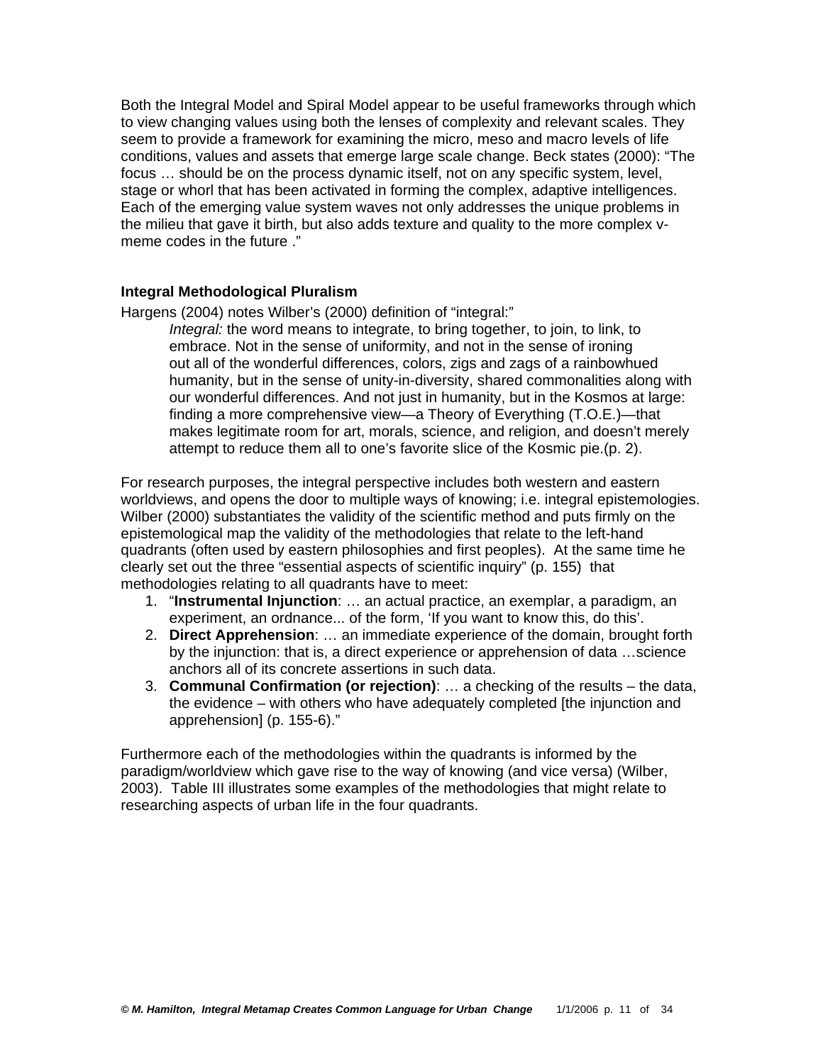Both the Integral Model and Spiral Model appear to be useful frameworks through which to view changing values using both the lenses of complexity and relevant scales. They seem to provide a framework for examining the micro, meso and macro levels of life conditions, values and assets that emerge large scale change. Beck states (2000): "The focus … should be on the process dynamic itself, not on any specific system, level, stage or whorl that has been activated in forming the complex, adaptive intelligences. Each of the emerging value system waves not only addresses the unique problems in the milieu that gave it birth, but also adds texture and quality to the more complex v-meme codes in the future ."

### Integral Methodological Pluralism

Hargens (2004) notes Wilber's (2000) definition of "integral:"

> *Integral:* the word means to integrate, to bring together, to join, to link, to embrace. Not in the sense of uniformity, and not in the sense of ironing out all of the wonderful differences, colors, zigs and zags of a rainbowhued humanity, but in the sense of unity-in-diversity, shared commonalities along with our wonderful differences. And not just in humanity, but in the Kosmos at large: finding a more comprehensive view—a Theory of Everything (T.O.E.)—that makes legitimate room for art, morals, science, and religion, and doesn't merely attempt to reduce them all to one's favorite slice of the Kosmic pie.(p. 2).

For research purposes, the integral perspective includes both western and eastern worldviews, and opens the door to multiple ways of knowing; i.e. integral epistemologies. Wilber (2000) substantiates the validity of the scientific method and puts firmly on the epistemological map the validity of the methodologies that relate to the left-hand quadrants (often used by eastern philosophies and first peoples). At the same time he clearly set out the three "essential aspects of scientific inquiry" (p. 155) that methodologies relating to all quadrants have to meet:

1. "**Instrumental Injunction**: … an actual practice, an exemplar, a paradigm, an experiment, an ordnance... of the form, 'If you want to know this, do this'.
2. **Direct Apprehension**: … an immediate experience of the domain, brought forth by the injunction: that is, a direct experience or apprehension of data …science anchors all of its concrete assertions in such data.
3. **Communal Confirmation (or rejection)**: … a checking of the results – the data, the evidence – with others who have adequately completed [the injunction and apprehension] (p. 155-6)."

Furthermore each of the methodologies within the quadrants is informed by the paradigm/worldview which gave rise to the way of knowing (and vice versa) (Wilber, 2003). Table III illustrates some examples of the methodologies that might relate to researching aspects of urban life in the four quadrants.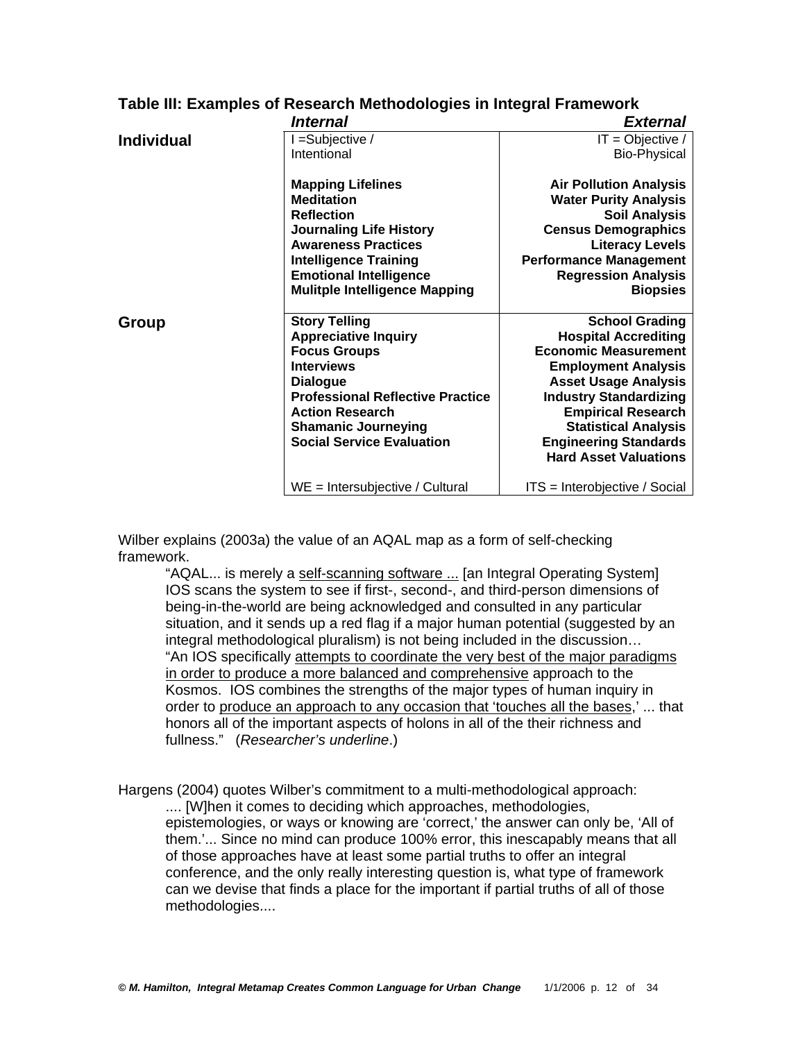**Table III: Examples of Research Methodologies in Integral Framework**

| | *Internal* | *External* |
|---|---|---|
| **Individual** | I =Subjective / Intentional<br><br>**Mapping Lifelines**<br>**Meditation**<br>**Reflection**<br>**Journaling Life History**<br>**Awareness Practices**<br>**Intelligence Training**<br>**Emotional Intelligence**<br>**Mulitple Intelligence Mapping** | IT = Objective / Bio-Physical<br><br>**Air Pollution Analysis**<br>**Water Purity Analysis**<br>**Soil Analysis**<br>**Census Demographics**<br>**Literacy Levels**<br>**Performance Management**<br>**Regression Analysis**<br>**Biopsies** |
| **Group** | **Story Telling**<br>**Appreciative Inquiry**<br>**Focus Groups**<br>**Interviews**<br>**Dialogue**<br>**Professional Reflective Practice**<br>**Action Research**<br>**Shamanic Journeying**<br>**Social Service Evaluation**<br><br>WE = Intersubjective / Cultural | **School Grading**<br>**Hospital Accrediting**<br>**Economic Measurement**<br>**Employment Analysis**<br>**Asset Usage Analysis**<br>**Industry Standardizing**<br>**Empirical Research**<br>**Statistical Analysis**<br>**Engineering Standards**<br>**Hard Asset Valuations**<br><br>ITS = Interobjective / Social |

Wilber explains (2003a) the value of an AQAL map as a form of self-checking framework.

> "AQAL... is merely a <u>self-scanning software ...</u> [an Integral Operating System] IOS scans the system to see if first-, second-, and third-person dimensions of being-in-the-world are being acknowledged and consulted in any particular situation, and it sends up a red flag if a major human potential (suggested by an integral methodological pluralism) is not being included in the discussion… "An IOS specifically <u>attempts to coordinate the very best of the major paradigms in order to produce a more balanced and comprehensive</u> approach to the Kosmos. IOS combines the strengths of the major types of human inquiry in order to <u>produce an approach to any occasion that 'touches all the bases</u>,' ... that honors all of the important aspects of holons in all of the their richness and fullness." (*Researcher's underline*.)

Hargens (2004) quotes Wilber's commitment to a multi-methodological approach:

> .... [W]hen it comes to deciding which approaches, methodologies, epistemologies, or ways or knowing are 'correct,' the answer can only be, 'All of them.'... Since no mind can produce 100% error, this inescapably means that all of those approaches have at least some partial truths to offer an integral conference, and the only really interesting question is, what type of framework can we devise that finds a place for the important if partial truths of all of those methodologies....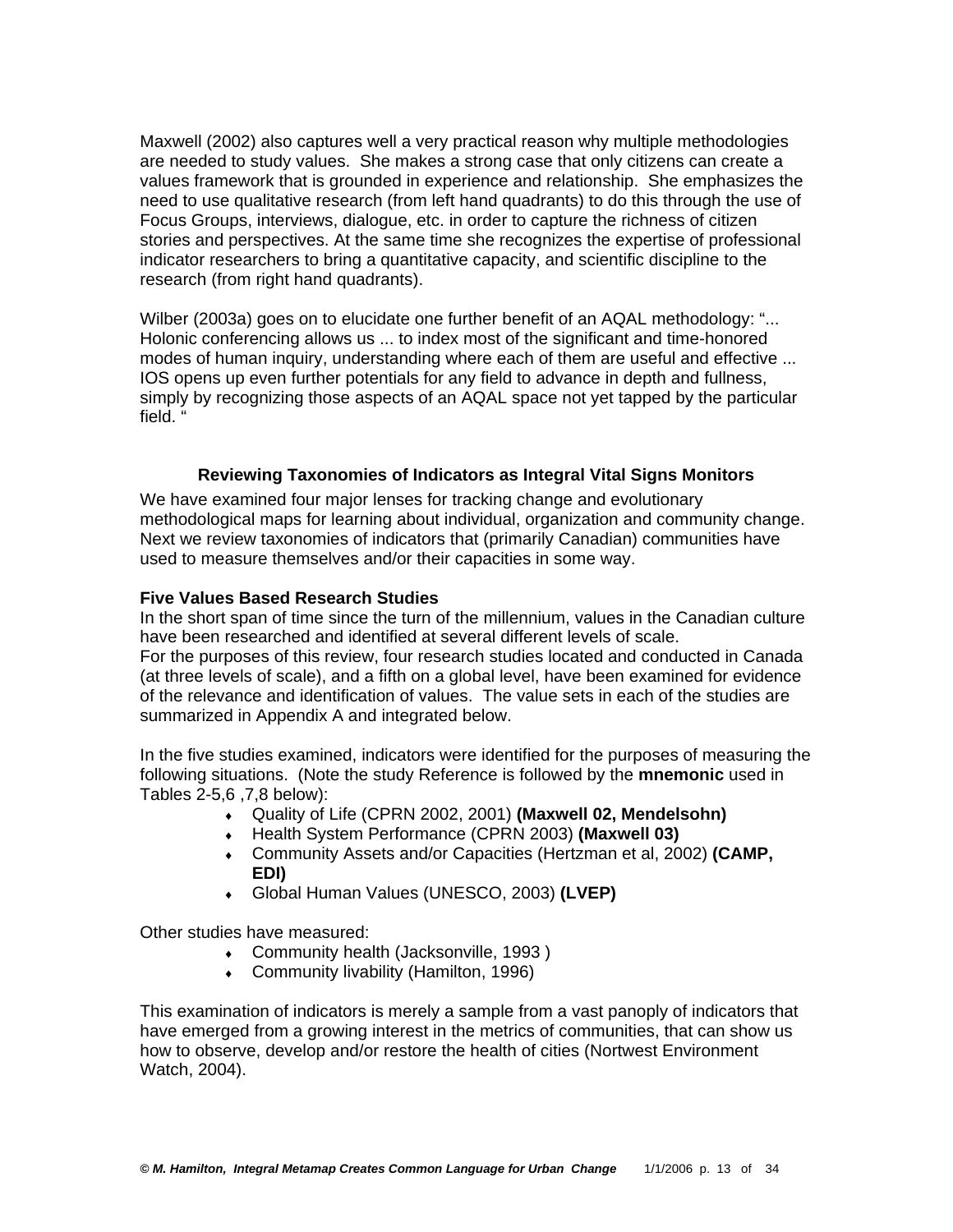Maxwell (2002) also captures well a very practical reason why multiple methodologies are needed to study values. She makes a strong case that only citizens can create a values framework that is grounded in experience and relationship. She emphasizes the need to use qualitative research (from left hand quadrants) to do this through the use of Focus Groups, interviews, dialogue, etc. in order to capture the richness of citizen stories and perspectives. At the same time she recognizes the expertise of professional indicator researchers to bring a quantitative capacity, and scientific discipline to the research (from right hand quadrants).

Wilber (2003a) goes on to elucidate one further benefit of an AQAL methodology: "... Holonic conferencing allows us ... to index most of the significant and time-honored modes of human inquiry, understanding where each of them are useful and effective ... IOS opens up even further potentials for any field to advance in depth and fullness, simply by recognizing those aspects of an AQAL space not yet tapped by the particular field. "

## Reviewing Taxonomies of Indicators as Integral Vital Signs Monitors

We have examined four major lenses for tracking change and evolutionary methodological maps for learning about individual, organization and community change. Next we review taxonomies of indicators that (primarily Canadian) communities have used to measure themselves and/or their capacities in some way.

### Five Values Based Research Studies

In the short span of time since the turn of the millennium, values in the Canadian culture have been researched and identified at several different levels of scale.
For the purposes of this review, four research studies located and conducted in Canada (at three levels of scale), and a fifth on a global level, have been examined for evidence of the relevance and identification of values. The value sets in each of the studies are summarized in Appendix A and integrated below.

In the five studies examined, indicators were identified for the purposes of measuring the following situations. (Note the study Reference is followed by the **mnemonic** used in Tables 2-5,6 ,7,8 below):

- Quality of Life (CPRN 2002, 2001) **(Maxwell 02, Mendelsohn)**
- Health System Performance (CPRN 2003) **(Maxwell 03)**
- Community Assets and/or Capacities (Hertzman et al, 2002) **(CAMP, EDI)**
- Global Human Values (UNESCO, 2003) **(LVEP)**

Other studies have measured:

- Community health (Jacksonville, 1993 )
- Community livability (Hamilton, 1996)

This examination of indicators is merely a sample from a vast panoply of indicators that have emerged from a growing interest in the metrics of communities, that can show us how to observe, develop and/or restore the health of cities (Nortwest Environment Watch, 2004).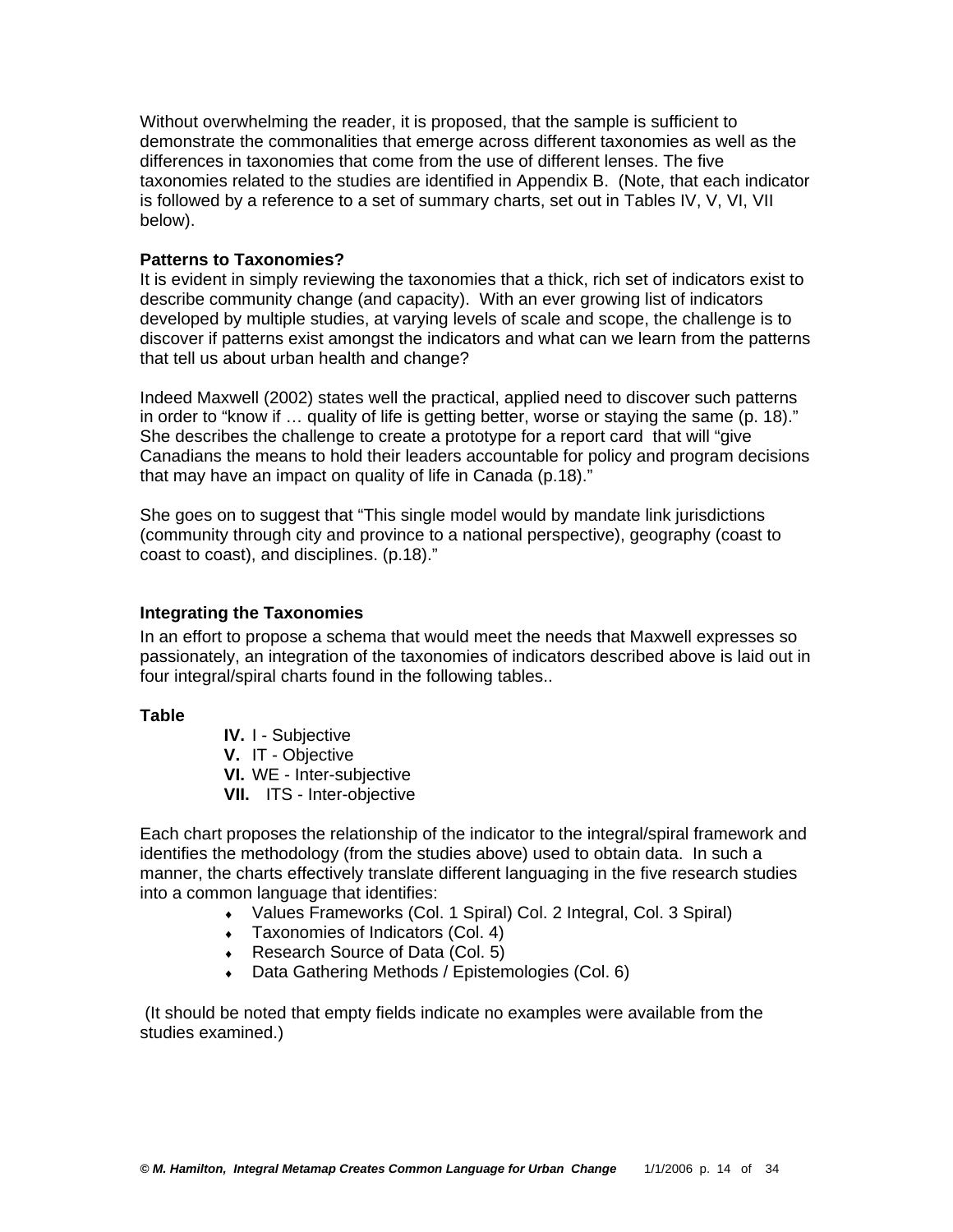Without overwhelming the reader, it is proposed, that the sample is sufficient to demonstrate the commonalities that emerge across different taxonomies as well as the differences in taxonomies that come from the use of different lenses. The five taxonomies related to the studies are identified in Appendix B. (Note, that each indicator is followed by a reference to a set of summary charts, set out in Tables IV, V, VI, VII below).

**Patterns to Taxonomies?**

It is evident in simply reviewing the taxonomies that a thick, rich set of indicators exist to describe community change (and capacity). With an ever growing list of indicators developed by multiple studies, at varying levels of scale and scope, the challenge is to discover if patterns exist amongst the indicators and what can we learn from the patterns that tell us about urban health and change?

Indeed Maxwell (2002) states well the practical, applied need to discover such patterns in order to "know if … quality of life is getting better, worse or staying the same (p. 18)." She describes the challenge to create a prototype for a report card that will "give Canadians the means to hold their leaders accountable for policy and program decisions that may have an impact on quality of life in Canada (p.18)."

She goes on to suggest that "This single model would by mandate link jurisdictions (community through city and province to a national perspective), geography (coast to coast to coast), and disciplines. (p.18)."

**Integrating the Taxonomies**

In an effort to propose a schema that would meet the needs that Maxwell expresses so passionately, an integration of the taxonomies of indicators described above is laid out in four integral/spiral charts found in the following tables..

**Table**

- **IV.** I - Subjective
- **V.** IT - Objective
- **VI.** WE - Inter-subjective
- **VII.** ITS - Inter-objective

Each chart proposes the relationship of the indicator to the integral/spiral framework and identifies the methodology (from the studies above) used to obtain data. In such a manner, the charts effectively translate different languaging in the five research studies into a common language that identifies:

- Values Frameworks (Col. 1 Spiral) Col. 2 Integral, Col. 3 Spiral)
- Taxonomies of Indicators (Col. 4)
- Research Source of Data (Col. 5)
- Data Gathering Methods / Epistemologies (Col. 6)

(It should be noted that empty fields indicate no examples were available from the studies examined.)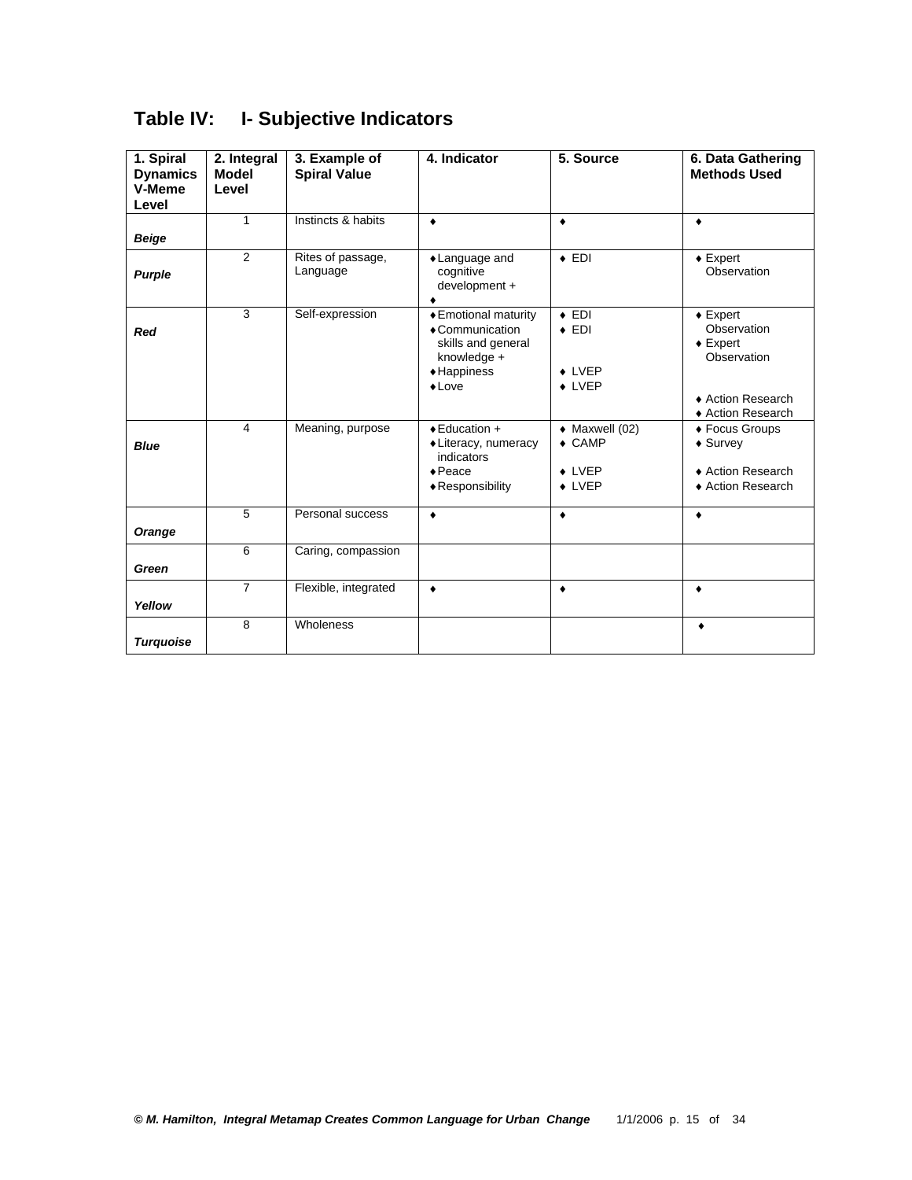## Table IV: I- Subjective Indicators

| 1. Spiral Dynamics V-Meme Level | 2. Integral Model Level | 3. Example of Spiral Value | 4. Indicator | 5. Source | 6. Data Gathering Methods Used |
|---|---|---|---|---|---|
| ***Beige*** | 1 | Instincts & habits | ♦ | ♦ | ♦ |
| ***Purple*** | 2 | Rites of passage, Language | ♦Language and cognitive development + ♦ | ♦ EDI | ♦ Expert Observation |
| ***Red*** | 3 | Self-expression | ♦Emotional maturity ♦Communication skills and general knowledge + ♦Happiness ♦Love | ♦ EDI ♦ EDI ♦ LVEP ♦ LVEP | ♦ Expert Observation ♦ Expert Observation ♦ Action Research ♦ Action Research |
| ***Blue*** | 4 | Meaning, purpose | ♦Education + ♦Literacy, numeracy indicators ♦Peace ♦Responsibility | ♦ Maxwell (02) ♦ CAMP ♦ LVEP ♦ LVEP | ♦ Focus Groups ♦ Survey ♦ Action Research ♦ Action Research |
| ***Orange*** | 5 | Personal success | ♦ | ♦ | ♦ |
| ***Green*** | 6 | Caring, compassion | | | |
| ***Yellow*** | 7 | Flexible, integrated | ♦ | ♦ | ♦ |
| ***Turquoise*** | 8 | Wholeness | | | ♦ |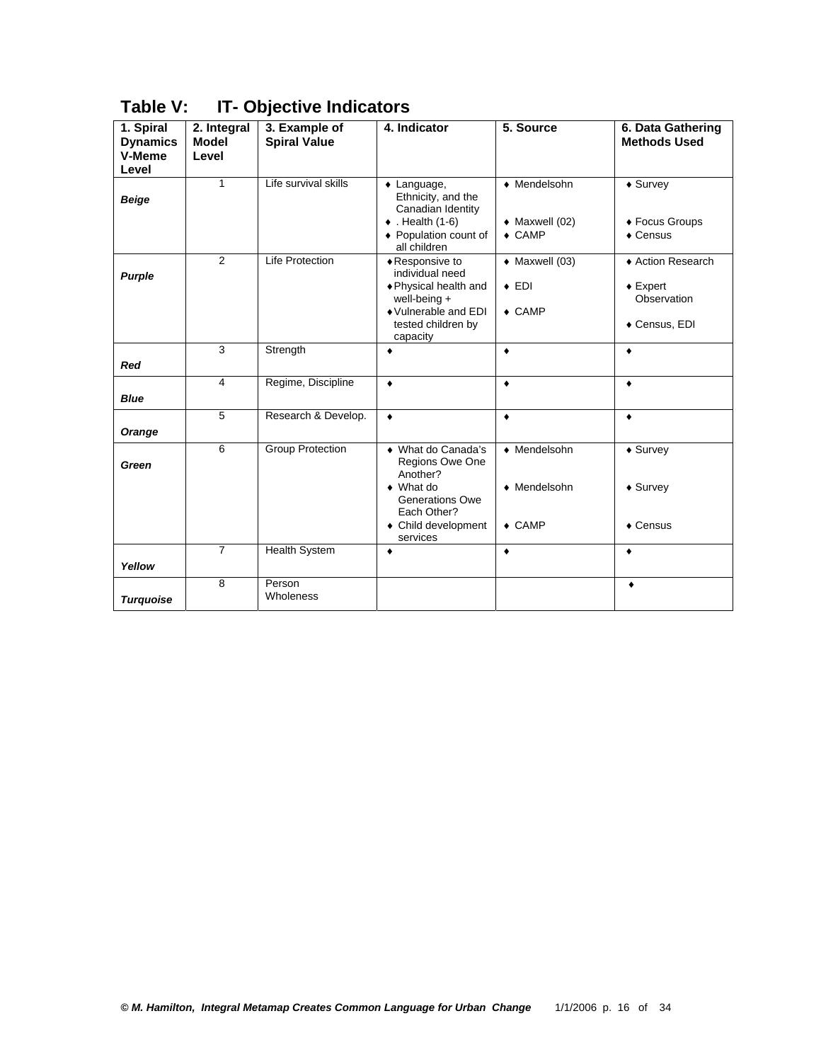## Table V: IT- Objective Indicators

| 1. Spiral Dynamics V-Meme Level | 2. Integral Model Level | 3. Example of Spiral Value | 4. Indicator | 5. Source | 6. Data Gathering Methods Used |
|---|---|---|---|---|---|
| ***Beige*** | 1 | Life survival skills | ♦ Language, Ethnicity, and the Canadian Identity<br>♦ . Health (1-6)<br>♦ Population count of all children | ♦ Mendelsohn<br>♦ Maxwell (02)<br>♦ CAMP | ♦ Survey<br>♦ Focus Groups<br>♦ Census |
| ***Purple*** | 2 | Life Protection | ♦ Responsive to individual need<br>♦ Physical health and well-being +<br>♦ Vulnerable and EDI tested children by capacity | ♦ Maxwell (03)<br>♦ EDI<br>♦ CAMP | ♦ Action Research<br>♦ Expert Observation<br>♦ Census, EDI |
| ***Red*** | 3 | Strength | ♦ | ♦ | ♦ |
| ***Blue*** | 4 | Regime, Discipline | ♦ | ♦ | ♦ |
| ***Orange*** | 5 | Research & Develop. | ♦ | ♦ | ♦ |
| ***Green*** | 6 | Group Protection | ♦ What do Canada's Regions Owe One Another?<br>♦ What do Generations Owe Each Other?<br>♦ Child development services | ♦ Mendelsohn<br>♦ Mendelsohn<br>♦ CAMP | ♦ Survey<br>♦ Survey<br>♦ Census |
| ***Yellow*** | 7 | Health System | ♦ | ♦ | ♦ |
| ***Turquoise*** | 8 | Person Wholeness | | | ♦ |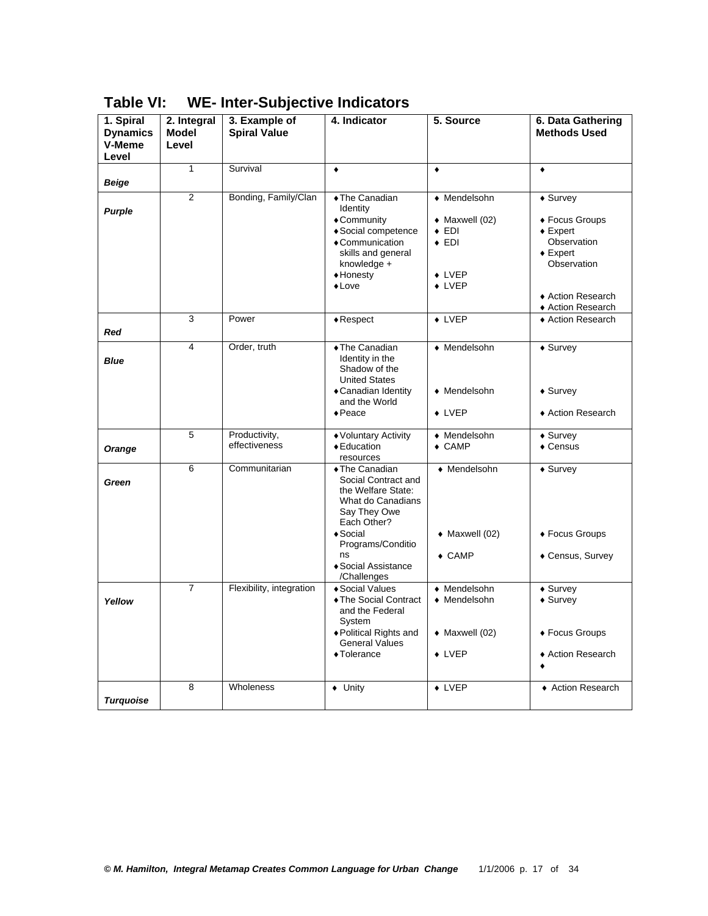## Table VI: WE- Inter-Subjective Indicators

| 1. Spiral Dynamics V-Meme Level | 2. Integral Model Level | 3. Example of Spiral Value | 4. Indicator | 5. Source | 6. Data Gathering Methods Used |
|---|---|---|---|---|---|
| *Beige* | 1 | Survival | ♦ | ♦ | ♦ |
| *Purple* | 2 | Bonding, Family/Clan | ♦The Canadian Identity<br>♦Community<br>♦Social competence<br>♦Communication skills and general knowledge +<br>♦Honesty<br>♦Love | ♦ Mendelsohn<br>♦ Maxwell (02)<br>♦ EDI<br>♦ EDI<br>♦ LVEP<br>♦ LVEP | ♦ Survey<br>♦ Focus Groups<br>♦ Expert Observation<br>♦ Expert Observation<br>♦ Action Research<br>♦ Action Research |
| *Red* | 3 | Power | ♦Respect | ♦ LVEP | ♦ Action Research |
| *Blue* | 4 | Order, truth | ♦The Canadian Identity in the Shadow of the United States<br>♦Canadian Identity and the World<br>♦Peace | ♦ Mendelsohn<br>♦ Mendelsohn<br>♦ LVEP | ♦ Survey<br>♦ Survey<br>♦ Action Research |
| *Orange* | 5 | Productivity, effectiveness | ♦Voluntary Activity<br>♦Education resources | ♦ Mendelsohn<br>♦ CAMP | ♦ Survey<br>♦ Census |
| *Green* | 6 | Communitarian | ♦The Canadian Social Contract and the Welfare State: What do Canadians Say They Owe Each Other?<br>♦Social Programs/Conditions<br>♦Social Assistance /Challenges | ♦ Mendelsohn<br>♦ Maxwell (02)<br>♦ CAMP | ♦ Survey<br>♦ Focus Groups<br>♦ Census, Survey |
| *Yellow* | 7 | Flexibility, integration | ♦Social Values<br>♦The Social Contract and the Federal System<br>♦Political Rights and General Values<br>♦Tolerance | ♦ Mendelsohn<br>♦ Mendelsohn<br>♦ Maxwell (02)<br>♦ LVEP | ♦ Survey<br>♦ Survey<br>♦ Focus Groups<br>♦ Action Research<br>♦ |
| *Turquoise* | 8 | Wholeness | ♦ Unity | ♦ LVEP | ♦ Action Research |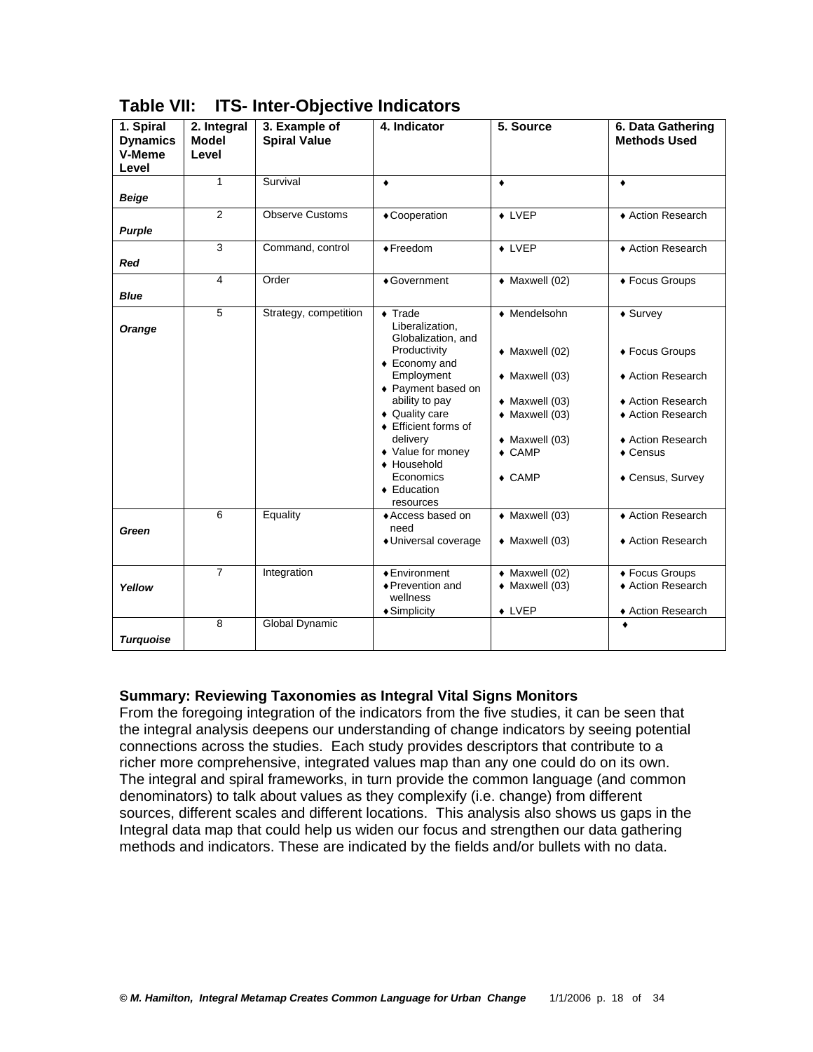## Table VII: ITS- Inter-Objective Indicators

| 1. Spiral Dynamics V-Meme Level | 2. Integral Model Level | 3. Example of Spiral Value | 4. Indicator | 5. Source | 6. Data Gathering Methods Used |
|---|---|---|---|---|---|
| ***Beige*** | 1 | Survival | ♦ | ♦ | ♦ |
| ***Purple*** | 2 | Observe Customs | ♦ Cooperation | ♦ LVEP | ♦ Action Research |
| ***Red*** | 3 | Command, control | ♦ Freedom | ♦ LVEP | ♦ Action Research |
| ***Blue*** | 4 | Order | ♦ Government | ♦ Maxwell (02) | ♦ Focus Groups |
| ***Orange*** | 5 | Strategy, competition | ♦ Trade Liberalization, Globalization, and Productivity<br>♦ Economy and Employment<br>♦ Payment based on ability to pay<br>♦ Quality care<br>♦ Efficient forms of delivery<br>♦ Value for money<br>♦ Household Economics<br>♦ Education resources | ♦ Mendelsohn<br>♦ Maxwell (02)<br>♦ Maxwell (03)<br>♦ Maxwell (03)<br>♦ Maxwell (03)<br>♦ Maxwell (03)<br>♦ CAMP<br>♦ CAMP | ♦ Survey<br>♦ Focus Groups<br>♦ Action Research<br>♦ Action Research<br>♦ Action Research<br>♦ Action Research<br>♦ Census<br>♦ Census, Survey |
| ***Green*** | 6 | Equality | ♦ Access based on need<br>♦ Universal coverage | ♦ Maxwell (03)<br>♦ Maxwell (03) | ♦ Action Research<br>♦ Action Research |
| ***Yellow*** | 7 | Integration | ♦ Environment<br>♦ Prevention and wellness<br>♦ Simplicity | ♦ Maxwell (02)<br>♦ Maxwell (03)<br>♦ LVEP | ♦ Focus Groups<br>♦ Action Research<br>♦ Action Research |
| ***Turquoise*** | 8 | Global Dynamic | | | ♦ |

**Summary: Reviewing Taxonomies as Integral Vital Signs Monitors**

From the foregoing integration of the indicators from the five studies, it can be seen that the integral analysis deepens our understanding of change indicators by seeing potential connections across the studies. Each study provides descriptors that contribute to a richer more comprehensive, integrated values map than any one could do on its own. The integral and spiral frameworks, in turn provide the common language (and common denominators) to talk about values as they complexify (i.e. change) from different sources, different scales and different locations. This analysis also shows us gaps in the Integral data map that could help us widen our focus and strengthen our data gathering methods and indicators. These are indicated by the fields and/or bullets with no data.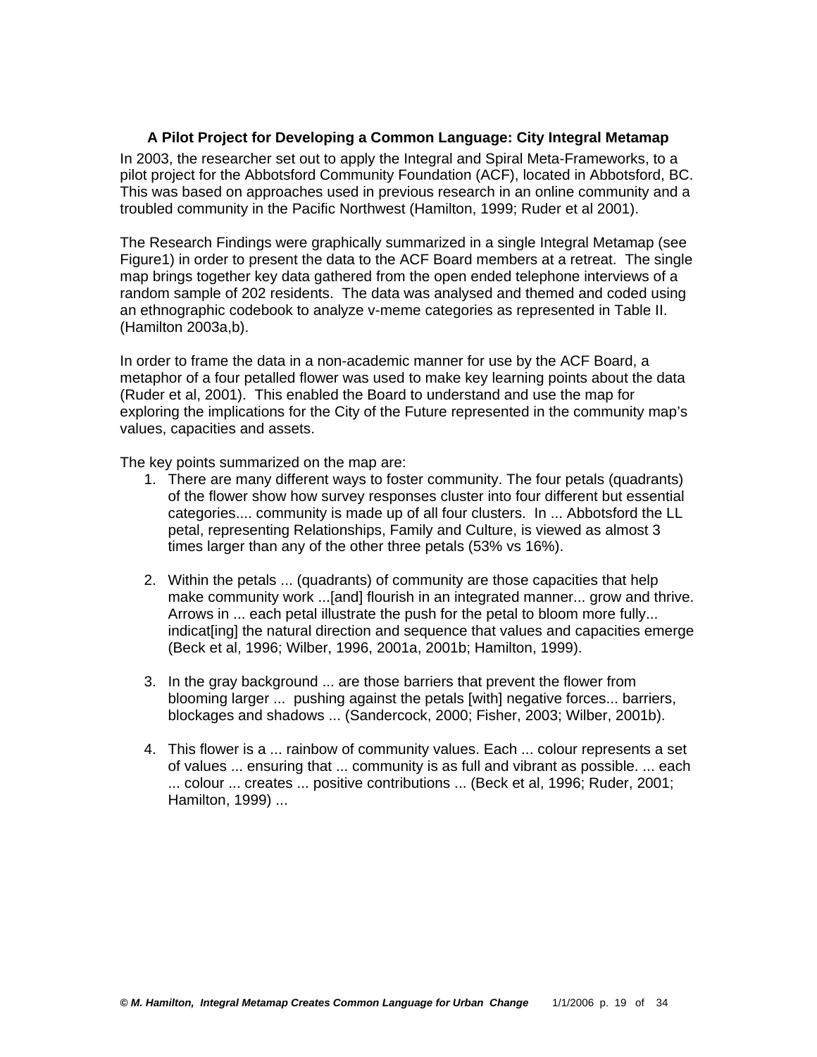### A Pilot Project for Developing a Common Language: City Integral Metamap

In 2003, the researcher set out to apply the Integral and Spiral Meta-Frameworks, to a pilot project for the Abbotsford Community Foundation (ACF), located in Abbotsford, BC. This was based on approaches used in previous research in an online community and a troubled community in the Pacific Northwest (Hamilton, 1999; Ruder et al 2001).

The Research Findings were graphically summarized in a single Integral Metamap (see Figure1) in order to present the data to the ACF Board members at a retreat. The single map brings together key data gathered from the open ended telephone interviews of a random sample of 202 residents. The data was analysed and themed and coded using an ethnographic codebook to analyze v-meme categories as represented in Table II. (Hamilton 2003a,b).

In order to frame the data in a non-academic manner for use by the ACF Board, a metaphor of a four petalled flower was used to make key learning points about the data (Ruder et al, 2001). This enabled the Board to understand and use the map for exploring the implications for the City of the Future represented in the community map's values, capacities and assets.

The key points summarized on the map are:

1. There are many different ways to foster community. The four petals (quadrants) of the flower show how survey responses cluster into four different but essential categories.... community is made up of all four clusters. In ... Abbotsford the LL petal, representing Relationships, Family and Culture, is viewed as almost 3 times larger than any of the other three petals (53% vs 16%).

2. Within the petals ... (quadrants) of community are those capacities that help make community work ...[and] flourish in an integrated manner... grow and thrive. Arrows in ... each petal illustrate the push for the petal to bloom more fully... indicat[ing] the natural direction and sequence that values and capacities emerge (Beck et al, 1996; Wilber, 1996, 2001a, 2001b; Hamilton, 1999).

3. In the gray background ... are those barriers that prevent the flower from blooming larger ... pushing against the petals [with] negative forces... barriers, blockages and shadows ... (Sandercock, 2000; Fisher, 2003; Wilber, 2001b).

4. This flower is a ... rainbow of community values. Each ... colour represents a set of values ... ensuring that ... community is as full and vibrant as possible. ... each ... colour ... creates ... positive contributions ... (Beck et al, 1996; Ruder, 2001; Hamilton, 1999) ...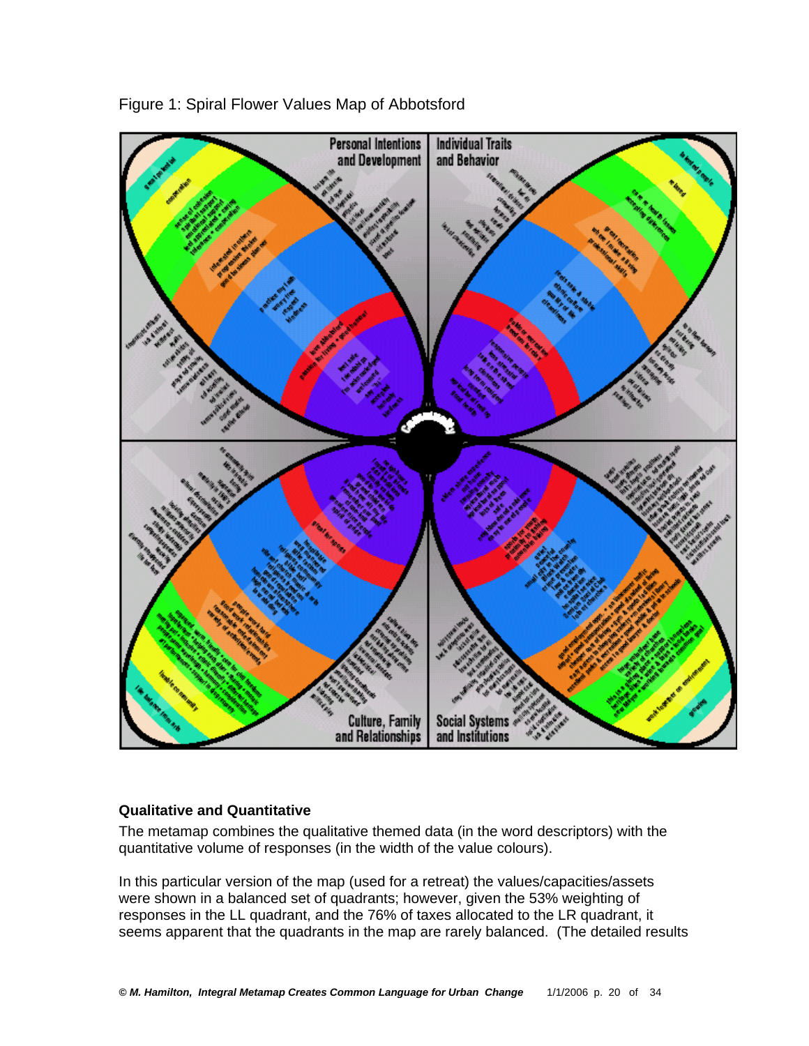Figure 1: Spiral Flower Values Map of Abbotsford

### Qualitative and Quantitative

The metamap combines the qualitative themed data (in the word descriptors) with the quantitative volume of responses (in the width of the value colours).

In this particular version of the map (used for a retreat) the values/capacities/assets were shown in a balanced set of quadrants; however, given the 53% weighting of responses in the LL quadrant, and the 76% of taxes allocated to the LR quadrant, it seems apparent that the quadrants in the map are rarely balanced. (The detailed results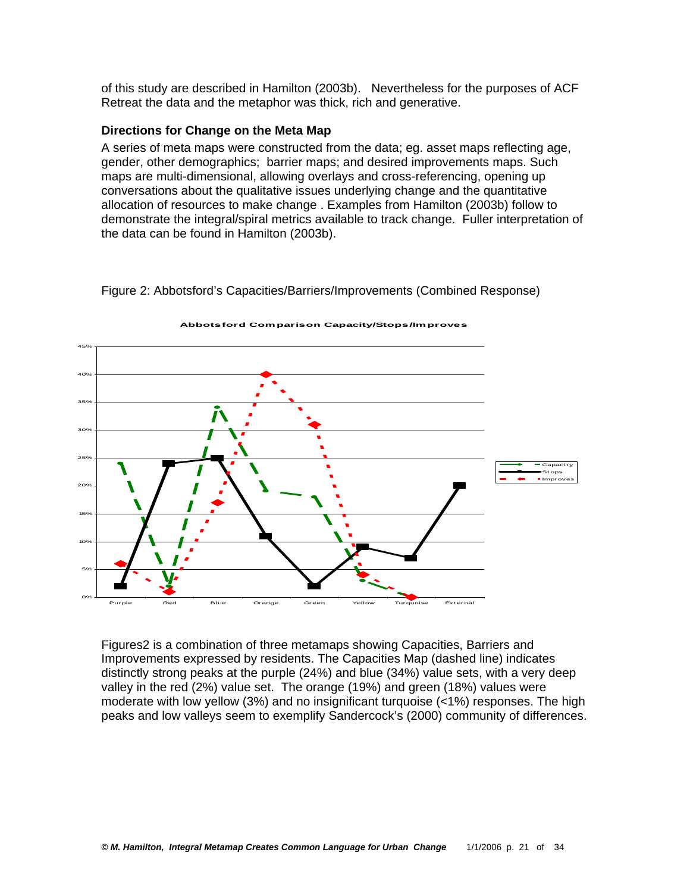of this study are described in Hamilton (2003b). Nevertheless for the purposes of ACF Retreat the data and the metaphor was thick, rich and generative.

### Directions for Change on the Meta Map

A series of meta maps were constructed from the data; eg. asset maps reflecting age, gender, other demographics; barrier maps; and desired improvements maps. Such maps are multi-dimensional, allowing overlays and cross-referencing, opening up conversations about the qualitative issues underlying change and the quantitative allocation of resources to make change . Examples from Hamilton (2003b) follow to demonstrate the integral/spiral metrics available to track change. Fuller interpretation of the data can be found in Hamilton (2003b).

Figure 2: Abbotsford's Capacities/Barriers/Improvements (Combined Response)

Figures2 is a combination of three metamaps showing Capacities, Barriers and Improvements expressed by residents. The Capacities Map (dashed line) indicates distinctly strong peaks at the purple (24%) and blue (34%) value sets, with a very deep valley in the red (2%) value set. The orange (19%) and green (18%) values were moderate with low yellow (3%) and no insignificant turquoise (<1%) responses. The high peaks and low valleys seem to exemplify Sandercock's (2000) community of differences.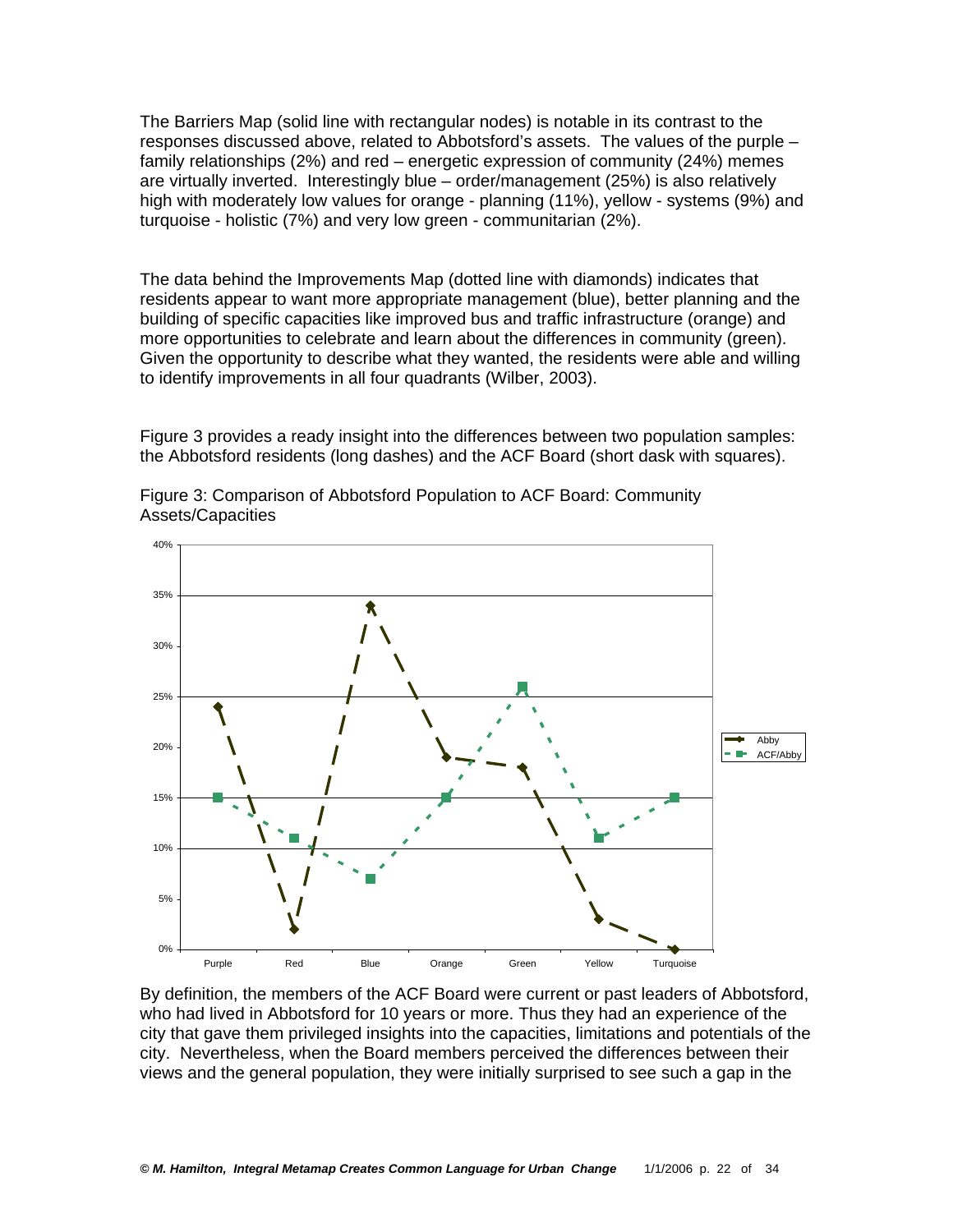The Barriers Map (solid line with rectangular nodes) is notable in its contrast to the responses discussed above, related to Abbotsford's assets. The values of the purple – family relationships (2%) and red – energetic expression of community (24%) memes are virtually inverted. Interestingly blue – order/management (25%) is also relatively high with moderately low values for orange - planning (11%), yellow - systems (9%) and turquoise - holistic (7%) and very low green - communitarian (2%).

The data behind the Improvements Map (dotted line with diamonds) indicates that residents appear to want more appropriate management (blue), better planning and the building of specific capacities like improved bus and traffic infrastructure (orange) and more opportunities to celebrate and learn about the differences in community (green). Given the opportunity to describe what they wanted, the residents were able and willing to identify improvements in all four quadrants (Wilber, 2003).

Figure 3 provides a ready insight into the differences between two population samples: the Abbotsford residents (long dashes) and the ACF Board (short dask with squares).

Figure 3: Comparison of Abbotsford Population to ACF Board: Community Assets/Capacities

| | Purple | Red | Blue | Orange | Green | Yellow | Turquoise |
|---|---|---|---|---|---|---|---|
| Abby | 24% | 2% | 34% | 19% | 18% | 3% | 0% |
| ACF/Abby | 15% | 11% | 7% | 15% | 26% | 11% | 15% |

By definition, the members of the ACF Board were current or past leaders of Abbotsford, who had lived in Abbotsford for 10 years or more. Thus they had an experience of the city that gave them privileged insights into the capacities, limitations and potentials of the city. Nevertheless, when the Board members perceived the differences between their views and the general population, they were initially surprised to see such a gap in the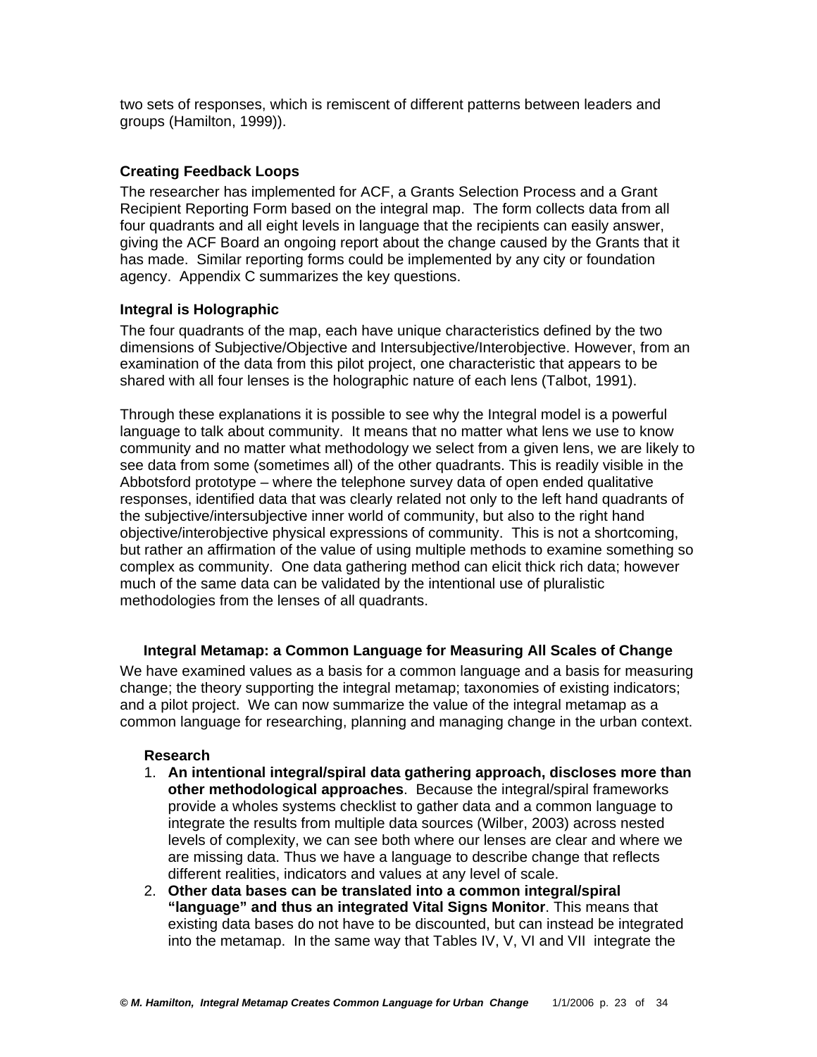two sets of responses, which is remiscent of different patterns between leaders and groups (Hamilton, 1999)).

### Creating Feedback Loops

The researcher has implemented for ACF, a Grants Selection Process and a Grant Recipient Reporting Form based on the integral map. The form collects data from all four quadrants and all eight levels in language that the recipients can easily answer, giving the ACF Board an ongoing report about the change caused by the Grants that it has made. Similar reporting forms could be implemented by any city or foundation agency. Appendix C summarizes the key questions.

### Integral is Holographic

The four quadrants of the map, each have unique characteristics defined by the two dimensions of Subjective/Objective and Intersubjective/Interobjective. However, from an examination of the data from this pilot project, one characteristic that appears to be shared with all four lenses is the holographic nature of each lens (Talbot, 1991).

Through these explanations it is possible to see why the Integral model is a powerful language to talk about community. It means that no matter what lens we use to know community and no matter what methodology we select from a given lens, we are likely to see data from some (sometimes all) of the other quadrants. This is readily visible in the Abbotsford prototype – where the telephone survey data of open ended qualitative responses, identified data that was clearly related not only to the left hand quadrants of the subjective/intersubjective inner world of community, but also to the right hand objective/interobjective physical expressions of community. This is not a shortcoming, but rather an affirmation of the value of using multiple methods to examine something so complex as community. One data gathering method can elicit thick rich data; however much of the same data can be validated by the intentional use of pluralistic methodologies from the lenses of all quadrants.

## Integral Metamap: a Common Language for Measuring All Scales of Change

We have examined values as a basis for a common language and a basis for measuring change; the theory supporting the integral metamap; taxonomies of existing indicators; and a pilot project. We can now summarize the value of the integral metamap as a common language for researching, planning and managing change in the urban context.

### Research

1. **An intentional integral/spiral data gathering approach, discloses more than other methodological approaches**. Because the integral/spiral frameworks provide a wholes systems checklist to gather data and a common language to integrate the results from multiple data sources (Wilber, 2003) across nested levels of complexity, we can see both where our lenses are clear and where we are missing data. Thus we have a language to describe change that reflects different realities, indicators and values at any level of scale.
2. **Other data bases can be translated into a common integral/spiral "language" and thus an integrated Vital Signs Monitor**. This means that existing data bases do not have to be discounted, but can instead be integrated into the metamap. In the same way that Tables IV, V, VI and VII integrate the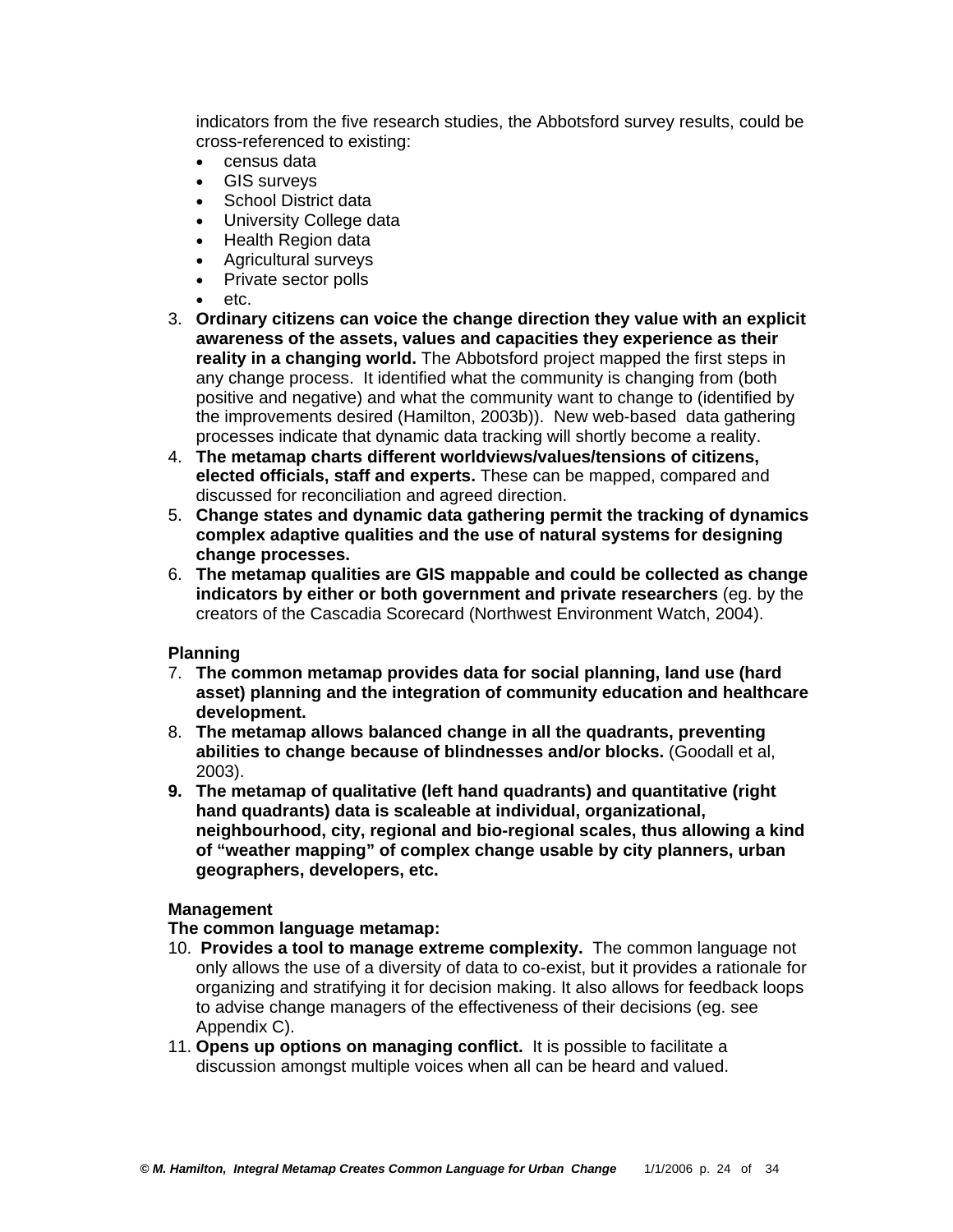indicators from the five research studies, the Abbotsford survey results, could be cross-referenced to existing:

- census data
- GIS surveys
- School District data
- University College data
- Health Region data
- Agricultural surveys
- Private sector polls
- etc.

3. **Ordinary citizens can voice the change direction they value with an explicit awareness of the assets, values and capacities they experience as their reality in a changing world.** The Abbotsford project mapped the first steps in any change process. It identified what the community is changing from (both positive and negative) and what the community want to change to (identified by the improvements desired (Hamilton, 2003b)). New web-based data gathering processes indicate that dynamic data tracking will shortly become a reality.
4. **The metamap charts different worldviews/values/tensions of citizens, elected officials, staff and experts.** These can be mapped, compared and discussed for reconciliation and agreed direction.
5. **Change states and dynamic data gathering permit the tracking of dynamics complex adaptive qualities and the use of natural systems for designing change processes.**
6. **The metamap qualities are GIS mappable and could be collected as change indicators by either or both government and private researchers** (eg. by the creators of the Cascadia Scorecard (Northwest Environment Watch, 2004).

**Planning**

7. **The common metamap provides data for social planning, land use (hard asset) planning and the integration of community education and healthcare development.**
8. **The metamap allows balanced change in all the quadrants, preventing abilities to change because of blindnesses and/or blocks.** (Goodall et al, 2003).
9. **The metamap of qualitative (left hand quadrants) and quantitative (right hand quadrants) data is scaleable at individual, organizational, neighbourhood, city, regional and bio-regional scales, thus allowing a kind of "weather mapping" of complex change usable by city planners, urban geographers, developers, etc.**

**Management**

**The common language metamap:**

10. **Provides a tool to manage extreme complexity.** The common language not only allows the use of a diversity of data to co-exist, but it provides a rationale for organizing and stratifying it for decision making. It also allows for feedback loops to advise change managers of the effectiveness of their decisions (eg. see Appendix C).
11. **Opens up options on managing conflict.** It is possible to facilitate a discussion amongst multiple voices when all can be heard and valued.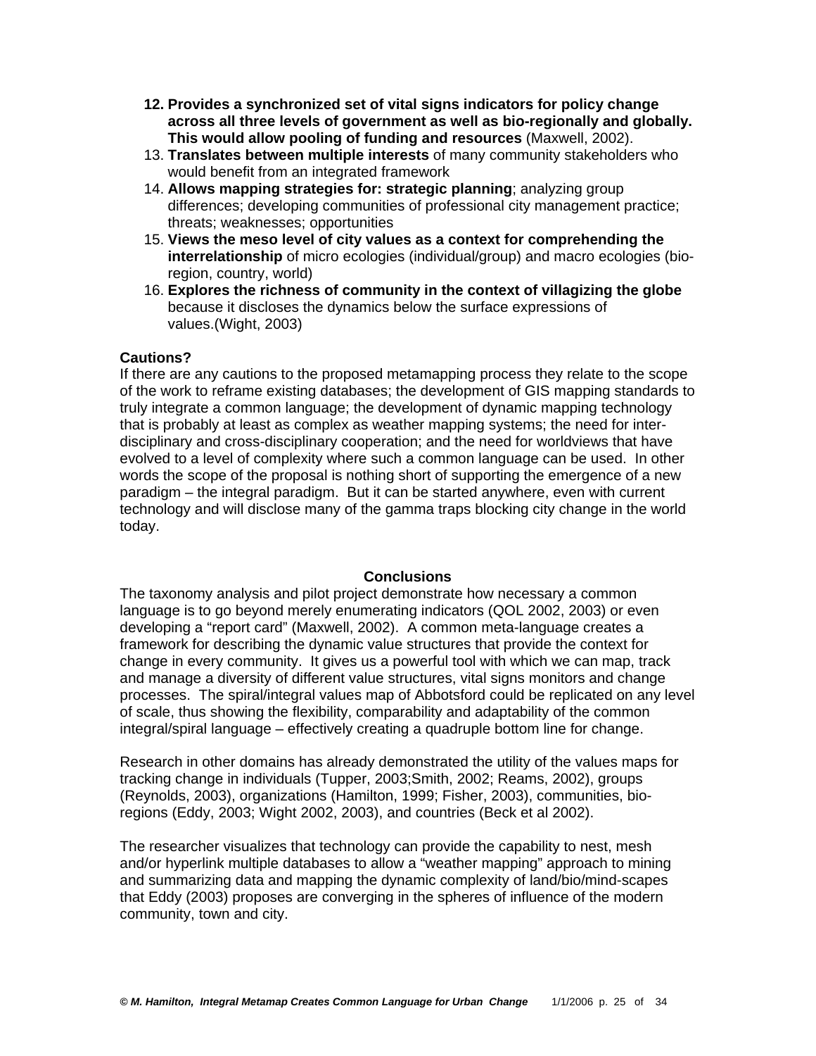12. **Provides a synchronized set of vital signs indicators for policy change across all three levels of government as well as bio-regionally and globally. This would allow pooling of funding and resources** (Maxwell, 2002).
13. **Translates between multiple interests** of many community stakeholders who would benefit from an integrated framework
14. **Allows mapping strategies for: strategic planning**; analyzing group differences; developing communities of professional city management practice; threats; weaknesses; opportunities
15. **Views the meso level of city values as a context for comprehending the interrelationship** of micro ecologies (individual/group) and macro ecologies (bio-region, country, world)
16. **Explores the richness of community in the context of villagizing the globe** because it discloses the dynamics below the surface expressions of values.(Wight, 2003)

**Cautions?**

If there are any cautions to the proposed metamapping process they relate to the scope of the work to reframe existing databases; the development of GIS mapping standards to truly integrate a common language; the development of dynamic mapping technology that is probably at least as complex as weather mapping systems; the need for inter-disciplinary and cross-disciplinary cooperation; and the need for worldviews that have evolved to a level of complexity where such a common language can be used. In other words the scope of the proposal is nothing short of supporting the emergence of a new paradigm – the integral paradigm. But it can be started anywhere, even with current technology and will disclose many of the gamma traps blocking city change in the world today.

## Conclusions

The taxonomy analysis and pilot project demonstrate how necessary a common language is to go beyond merely enumerating indicators (QOL 2002, 2003) or even developing a "report card" (Maxwell, 2002). A common meta-language creates a framework for describing the dynamic value structures that provide the context for change in every community. It gives us a powerful tool with which we can map, track and manage a diversity of different value structures, vital signs monitors and change processes. The spiral/integral values map of Abbotsford could be replicated on any level of scale, thus showing the flexibility, comparability and adaptability of the common integral/spiral language – effectively creating a quadruple bottom line for change.

Research in other domains has already demonstrated the utility of the values maps for tracking change in individuals (Tupper, 2003;Smith, 2002; Reams, 2002), groups (Reynolds, 2003), organizations (Hamilton, 1999; Fisher, 2003), communities, bio-regions (Eddy, 2003; Wight 2002, 2003), and countries (Beck et al 2002).

The researcher visualizes that technology can provide the capability to nest, mesh and/or hyperlink multiple databases to allow a "weather mapping" approach to mining and summarizing data and mapping the dynamic complexity of land/bio/mind-scapes that Eddy (2003) proposes are converging in the spheres of influence of the modern community, town and city.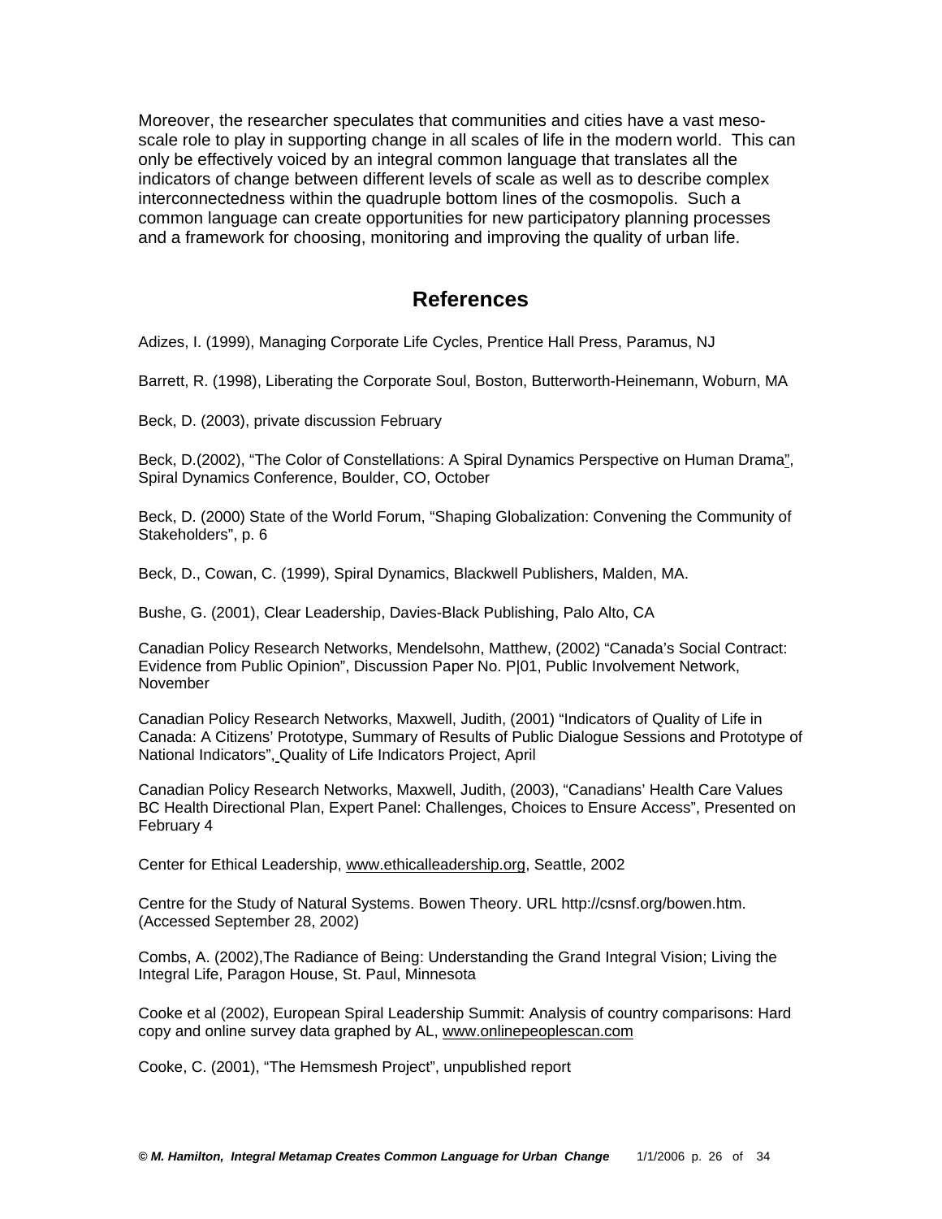Moreover, the researcher speculates that communities and cities have a vast meso-scale role to play in supporting change in all scales of life in the modern world. This can only be effectively voiced by an integral common language that translates all the indicators of change between different levels of scale as well as to describe complex interconnectedness within the quadruple bottom lines of the cosmopolis. Such a common language can create opportunities for new participatory planning processes and a framework for choosing, monitoring and improving the quality of urban life.

## References

Adizes, I. (1999), Managing Corporate Life Cycles, Prentice Hall Press, Paramus, NJ

Barrett, R. (1998), Liberating the Corporate Soul, Boston, Butterworth-Heinemann, Woburn, MA

Beck, D. (2003), private discussion February

Beck, D.(2002), "The Color of Constellations: A Spiral Dynamics Perspective on Human Drama", Spiral Dynamics Conference, Boulder, CO, October

Beck, D. (2000) State of the World Forum, "Shaping Globalization: Convening the Community of Stakeholders", p. 6

Beck, D., Cowan, C. (1999), Spiral Dynamics, Blackwell Publishers, Malden, MA.

Bushe, G. (2001), Clear Leadership, Davies-Black Publishing, Palo Alto, CA

Canadian Policy Research Networks, Mendelsohn, Matthew, (2002) "Canada's Social Contract: Evidence from Public Opinion", Discussion Paper No. P|01, Public Involvement Network, November

Canadian Policy Research Networks, Maxwell, Judith, (2001) "Indicators of Quality of Life in Canada: A Citizens' Prototype, Summary of Results of Public Dialogue Sessions and Prototype of National Indicators", Quality of Life Indicators Project, April

Canadian Policy Research Networks, Maxwell, Judith, (2003), "Canadians' Health Care Values BC Health Directional Plan, Expert Panel: Challenges, Choices to Ensure Access", Presented on February 4

Center for Ethical Leadership, www.ethicalleadership.org, Seattle, 2002

Centre for the Study of Natural Systems. Bowen Theory. URL http://csnsf.org/bowen.htm. (Accessed September 28, 2002)

Combs, A. (2002),The Radiance of Being: Understanding the Grand Integral Vision; Living the Integral Life, Paragon House, St. Paul, Minnesota

Cooke et al (2002), European Spiral Leadership Summit: Analysis of country comparisons: Hard copy and online survey data graphed by AL, www.onlinepeoplescan.com

Cooke, C. (2001), "The Hemsmesh Project", unpublished report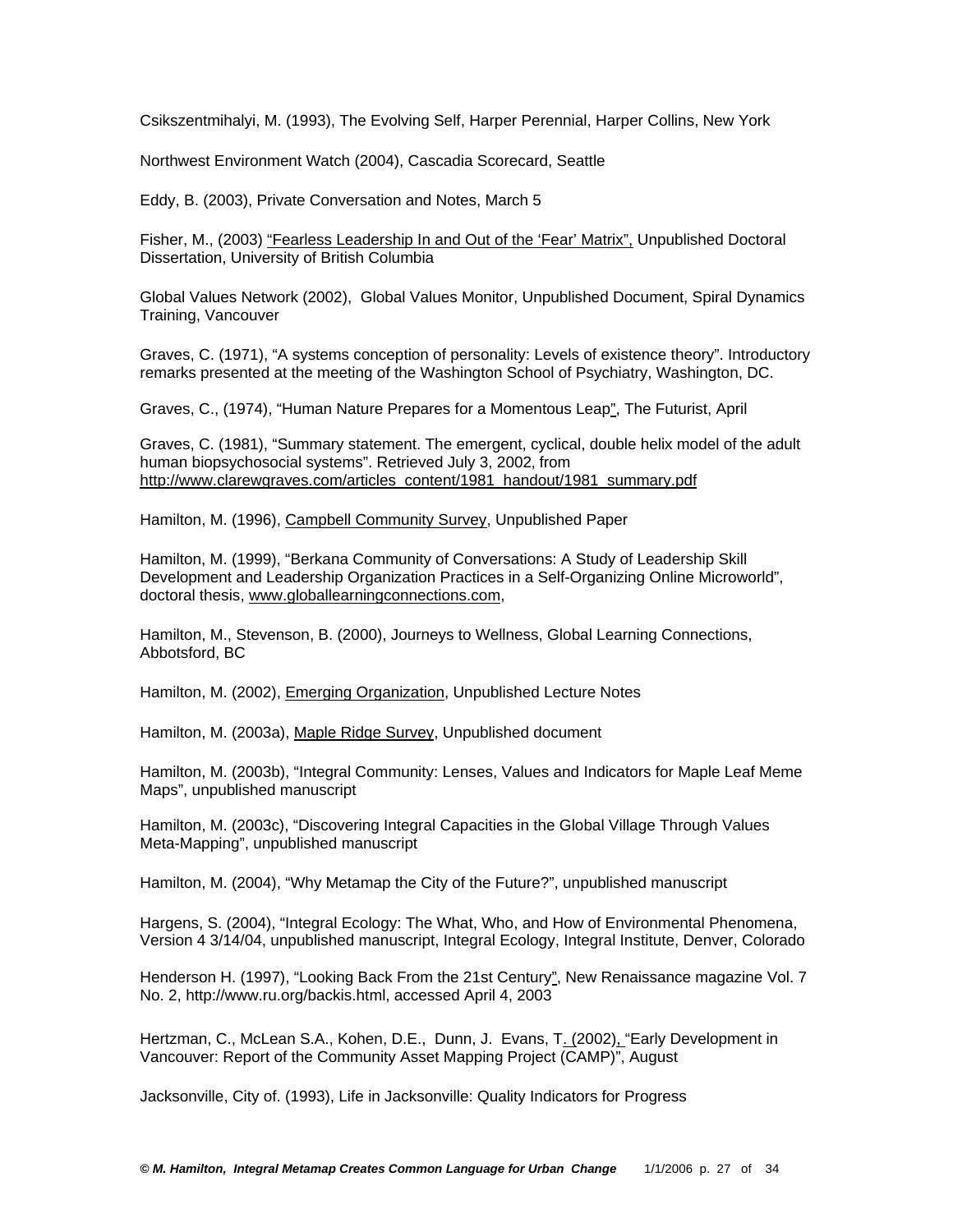Csikszentmihalyi, M. (1993), The Evolving Self, Harper Perennial, Harper Collins, New York

Northwest Environment Watch (2004), Cascadia Scorecard, Seattle

Eddy, B. (2003), Private Conversation and Notes, March 5

Fisher, M., (2003) "Fearless Leadership In and Out of the 'Fear' Matrix", Unpublished Doctoral Dissertation, University of British Columbia

Global Values Network (2002), Global Values Monitor, Unpublished Document, Spiral Dynamics Training, Vancouver

Graves, C. (1971), "A systems conception of personality: Levels of existence theory". Introductory remarks presented at the meeting of the Washington School of Psychiatry, Washington, DC.

Graves, C., (1974), "Human Nature Prepares for a Momentous Leap", The Futurist, April

Graves, C. (1981), "Summary statement. The emergent, cyclical, double helix model of the adult human biopsychosocial systems". Retrieved July 3, 2002, from http://www.clarewgraves.com/articles_content/1981_handout/1981_summary.pdf

Hamilton, M. (1996), Campbell Community Survey, Unpublished Paper

Hamilton, M. (1999), "Berkana Community of Conversations: A Study of Leadership Skill Development and Leadership Organization Practices in a Self-Organizing Online Microworld", doctoral thesis, www.globallearningconnections.com,

Hamilton, M., Stevenson, B. (2000), Journeys to Wellness, Global Learning Connections, Abbotsford, BC

Hamilton, M. (2002), Emerging Organization, Unpublished Lecture Notes

Hamilton, M. (2003a), Maple Ridge Survey, Unpublished document

Hamilton, M. (2003b), "Integral Community: Lenses, Values and Indicators for Maple Leaf Meme Maps", unpublished manuscript

Hamilton, M. (2003c), "Discovering Integral Capacities in the Global Village Through Values Meta-Mapping", unpublished manuscript

Hamilton, M. (2004), "Why Metamap the City of the Future?", unpublished manuscript

Hargens, S. (2004), "Integral Ecology: The What, Who, and How of Environmental Phenomena, Version 4 3/14/04, unpublished manuscript, Integral Ecology, Integral Institute, Denver, Colorado

Henderson H. (1997), "Looking Back From the 21st Century", New Renaissance magazine Vol. 7 No. 2, http://www.ru.org/backis.html, accessed April 4, 2003

Hertzman, C., McLean S.A., Kohen, D.E., Dunn, J. Evans, T. (2002), "Early Development in Vancouver: Report of the Community Asset Mapping Project (CAMP)", August

Jacksonville, City of. (1993), Life in Jacksonville: Quality Indicators for Progress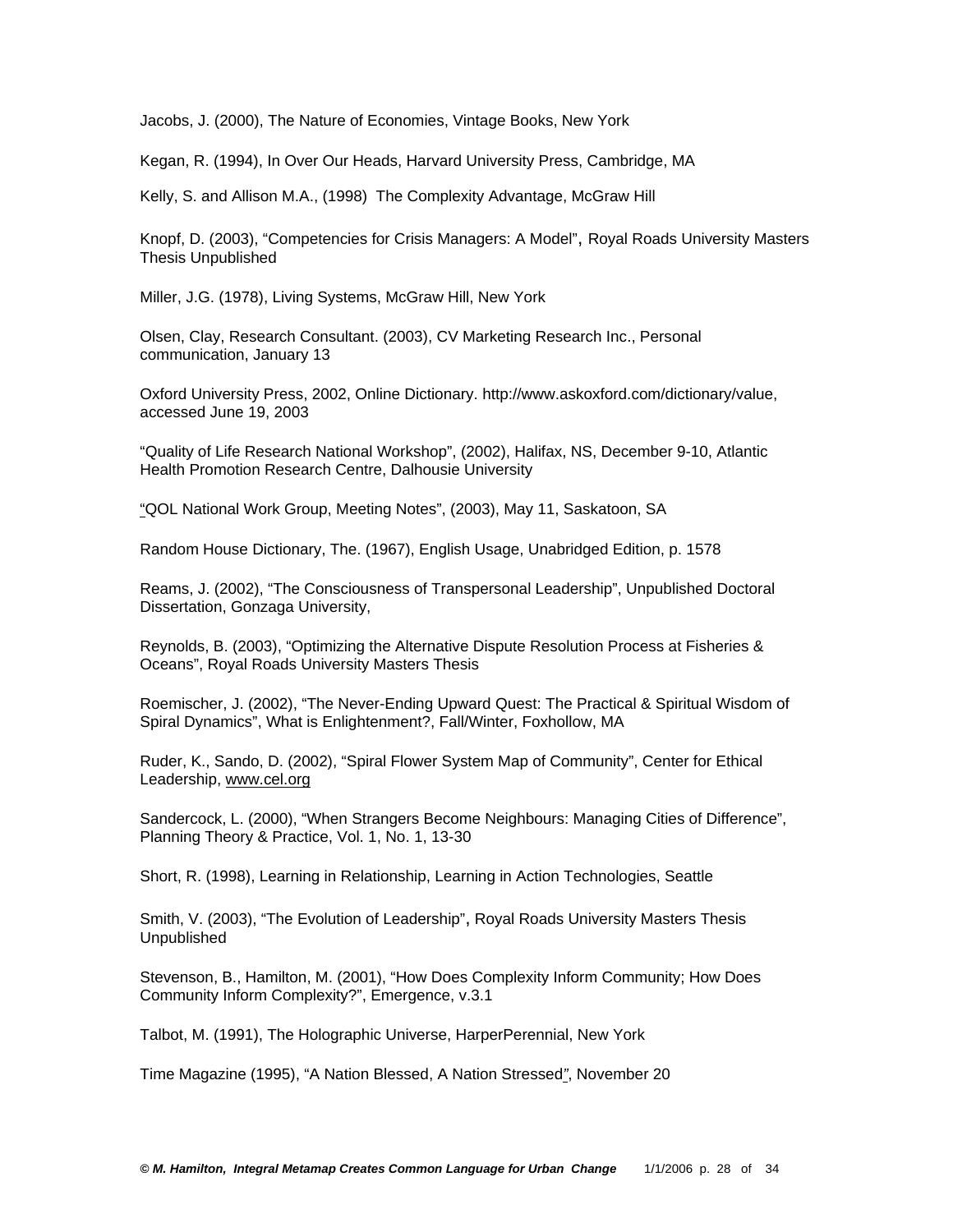Jacobs, J. (2000), The Nature of Economies, Vintage Books, New York

Kegan, R. (1994), In Over Our Heads, Harvard University Press, Cambridge, MA

Kelly, S. and Allison M.A., (1998) The Complexity Advantage, McGraw Hill

Knopf, D. (2003), "Competencies for Crisis Managers: A Model", Royal Roads University Masters Thesis Unpublished

Miller, J.G. (1978), Living Systems, McGraw Hill, New York

Olsen, Clay, Research Consultant. (2003), CV Marketing Research Inc., Personal communication, January 13

Oxford University Press, 2002, Online Dictionary. http://www.askoxford.com/dictionary/value, accessed June 19, 2003

"Quality of Life Research National Workshop", (2002), Halifax, NS, December 9-10, Atlantic Health Promotion Research Centre, Dalhousie University

"QOL National Work Group, Meeting Notes", (2003), May 11, Saskatoon, SA

Random House Dictionary, The. (1967), English Usage, Unabridged Edition, p. 1578

Reams, J. (2002), "The Consciousness of Transpersonal Leadership", Unpublished Doctoral Dissertation, Gonzaga University,

Reynolds, B. (2003), "Optimizing the Alternative Dispute Resolution Process at Fisheries & Oceans", Royal Roads University Masters Thesis

Roemischer, J. (2002), "The Never-Ending Upward Quest: The Practical & Spiritual Wisdom of Spiral Dynamics", What is Enlightenment?, Fall/Winter, Foxhollow, MA

Ruder, K., Sando, D. (2002), "Spiral Flower System Map of Community", Center for Ethical Leadership, www.cel.org

Sandercock, L. (2000), "When Strangers Become Neighbours: Managing Cities of Difference", Planning Theory & Practice, Vol. 1, No. 1, 13-30

Short, R. (1998), Learning in Relationship, Learning in Action Technologies, Seattle

Smith, V. (2003), "The Evolution of Leadership", Royal Roads University Masters Thesis Unpublished

Stevenson, B., Hamilton, M. (2001), "How Does Complexity Inform Community; How Does Community Inform Complexity?", Emergence, v.3.1

Talbot, M. (1991), The Holographic Universe, HarperPerennial, New York

Time Magazine (1995), "A Nation Blessed, A Nation Stressed", November 20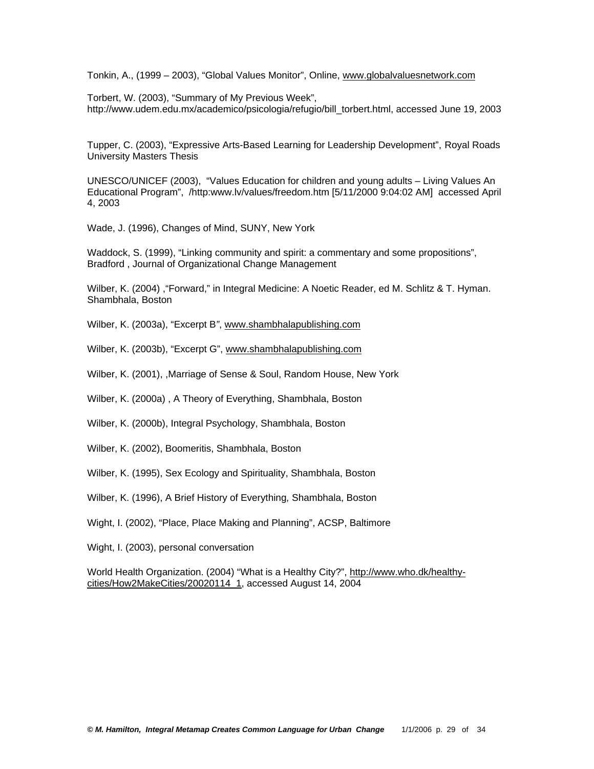Tonkin, A., (1999 – 2003), "Global Values Monitor", Online, www.globalvaluesnetwork.com

Torbert, W. (2003), "Summary of My Previous Week", http://www.udem.edu.mx/academico/psicologia/refugio/bill_torbert.html, accessed June 19, 2003

Tupper, C. (2003), "Expressive Arts-Based Learning for Leadership Development", Royal Roads University Masters Thesis

UNESCO/UNICEF (2003), "Values Education for children and young adults – Living Values An Educational Program", /http:www.lv/values/freedom.htm [5/11/2000 9:04:02 AM] accessed April 4, 2003

Wade, J. (1996), Changes of Mind, SUNY, New York

Waddock, S. (1999), "Linking community and spirit: a commentary and some propositions", Bradford , Journal of Organizational Change Management

Wilber, K. (2004) ,"Forward," in Integral Medicine: A Noetic Reader, ed M. Schlitz & T. Hyman. Shambhala, Boston

Wilber, K. (2003a), "Excerpt B", www.shambhalapublishing.com

Wilber, K. (2003b), "Excerpt G", www.shambhalapublishing.com

Wilber, K. (2001), ,Marriage of Sense & Soul, Random House, New York

Wilber, K. (2000a) , A Theory of Everything, Shambhala, Boston

Wilber, K. (2000b), Integral Psychology, Shambhala, Boston

Wilber, K. (2002), Boomeritis, Shambhala, Boston

Wilber, K. (1995), Sex Ecology and Spirituality, Shambhala, Boston

Wilber, K. (1996), A Brief History of Everything, Shambhala, Boston

Wight, I. (2002), "Place, Place Making and Planning", ACSP, Baltimore

Wight, I. (2003), personal conversation

World Health Organization. (2004) "What is a Healthy City?", http://www.who.dk/healthy-cities/How2MakeCities/20020114_1, accessed August 14, 2004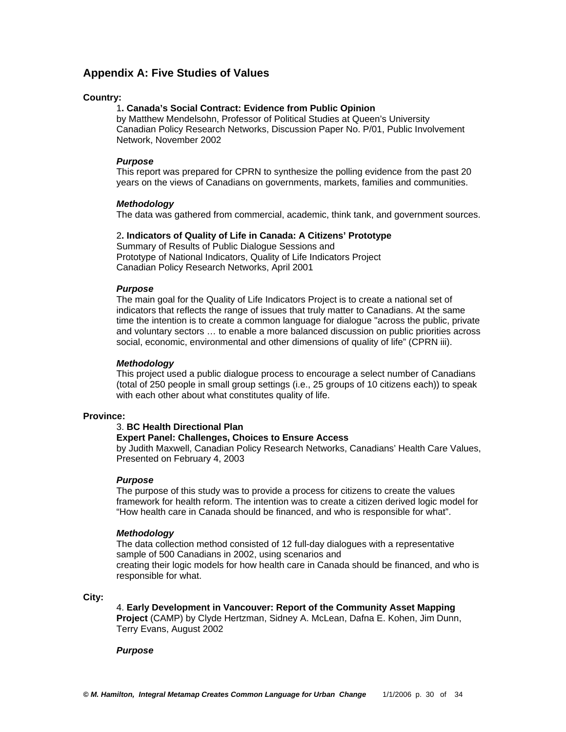## Appendix A: Five Studies of Values

**Country:**

1**. Canada's Social Contract: Evidence from Public Opinion**
by Matthew Mendelsohn, Professor of Political Studies at Queen's University
Canadian Policy Research Networks, Discussion Paper No. P/01, Public Involvement Network, November 2002

***Purpose***
This report was prepared for CPRN to synthesize the polling evidence from the past 20 years on the views of Canadians on governments, markets, families and communities.

***Methodology***
The data was gathered from commercial, academic, think tank, and government sources.

2**. Indicators of Quality of Life in Canada: A Citizens' Prototype**
Summary of Results of Public Dialogue Sessions and
Prototype of National Indicators, Quality of Life Indicators Project
Canadian Policy Research Networks, April 2001

***Purpose***
The main goal for the Quality of Life Indicators Project is to create a national set of indicators that reflects the range of issues that truly matter to Canadians. At the same time the intention is to create a common language for dialogue "across the public, private and voluntary sectors … to enable a more balanced discussion on public priorities across social, economic, environmental and other dimensions of quality of life" (CPRN iii).

***Methodology***
This project used a public dialogue process to encourage a select number of Canadians (total of 250 people in small group settings (i.e., 25 groups of 10 citizens each)) to speak with each other about what constitutes quality of life.

**Province:**

3. **BC Health Directional Plan**
**Expert Panel: Challenges, Choices to Ensure Access**
by Judith Maxwell, Canadian Policy Research Networks, Canadians' Health Care Values, Presented on February 4, 2003

***Purpose***
The purpose of this study was to provide a process for citizens to create the values framework for health reform. The intention was to create a citizen derived logic model for "How health care in Canada should be financed, and who is responsible for what".

***Methodology***
The data collection method consisted of 12 full-day dialogues with a representative sample of 500 Canadians in 2002, using scenarios and
creating their logic models for how health care in Canada should be financed, and who is responsible for what.

**City:**

4. **Early Development in Vancouver: Report of the Community Asset Mapping Project** (CAMP) by Clyde Hertzman, Sidney A. McLean, Dafna E. Kohen, Jim Dunn, Terry Evans, August 2002

***Purpose***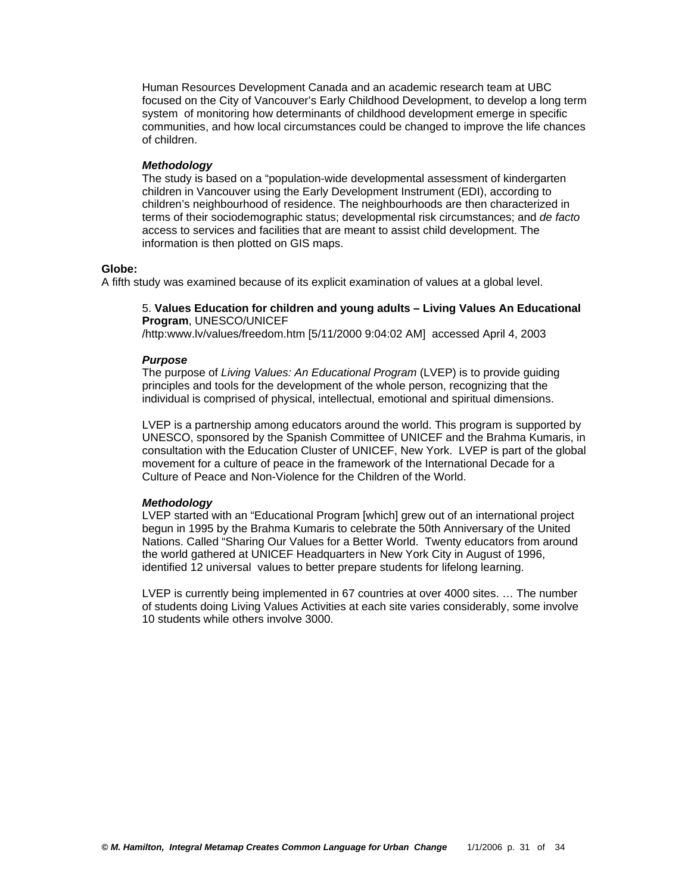Human Resources Development Canada and an academic research team at UBC focused on the City of Vancouver's Early Childhood Development, to develop a long term system of monitoring how determinants of childhood development emerge in specific communities, and how local circumstances could be changed to improve the life chances of children.

***Methodology***

The study is based on a "population-wide developmental assessment of kindergarten children in Vancouver using the Early Development Instrument (EDI), according to children's neighbourhood of residence. The neighbourhoods are then characterized in terms of their sociodemographic status; developmental risk circumstances; and *de facto* access to services and facilities that are meant to assist child development. The information is then plotted on GIS maps.

**Globe:**

A fifth study was examined because of its explicit examination of values at a global level.

5. **Values Education for children and young adults – Living Values An Educational Program**, UNESCO/UNICEF
/http:www.lv/values/freedom.htm [5/11/2000 9:04:02 AM] accessed April 4, 2003

***Purpose***

The purpose of *Living Values: An Educational Program* (LVEP) is to provide guiding principles and tools for the development of the whole person, recognizing that the individual is comprised of physical, intellectual, emotional and spiritual dimensions.

LVEP is a partnership among educators around the world. This program is supported by UNESCO, sponsored by the Spanish Committee of UNICEF and the Brahma Kumaris, in consultation with the Education Cluster of UNICEF, New York. LVEP is part of the global movement for a culture of peace in the framework of the International Decade for a Culture of Peace and Non-Violence for the Children of the World.

***Methodology***

LVEP started with an "Educational Program [which] grew out of an international project begun in 1995 by the Brahma Kumaris to celebrate the 50th Anniversary of the United Nations. Called "Sharing Our Values for a Better World. Twenty educators from around the world gathered at UNICEF Headquarters in New York City in August of 1996, identified 12 universal values to better prepare students for lifelong learning.

LVEP is currently being implemented in 67 countries at over 4000 sites. … The number of students doing Living Values Activities at each site varies considerably, some involve 10 students while others involve 3000.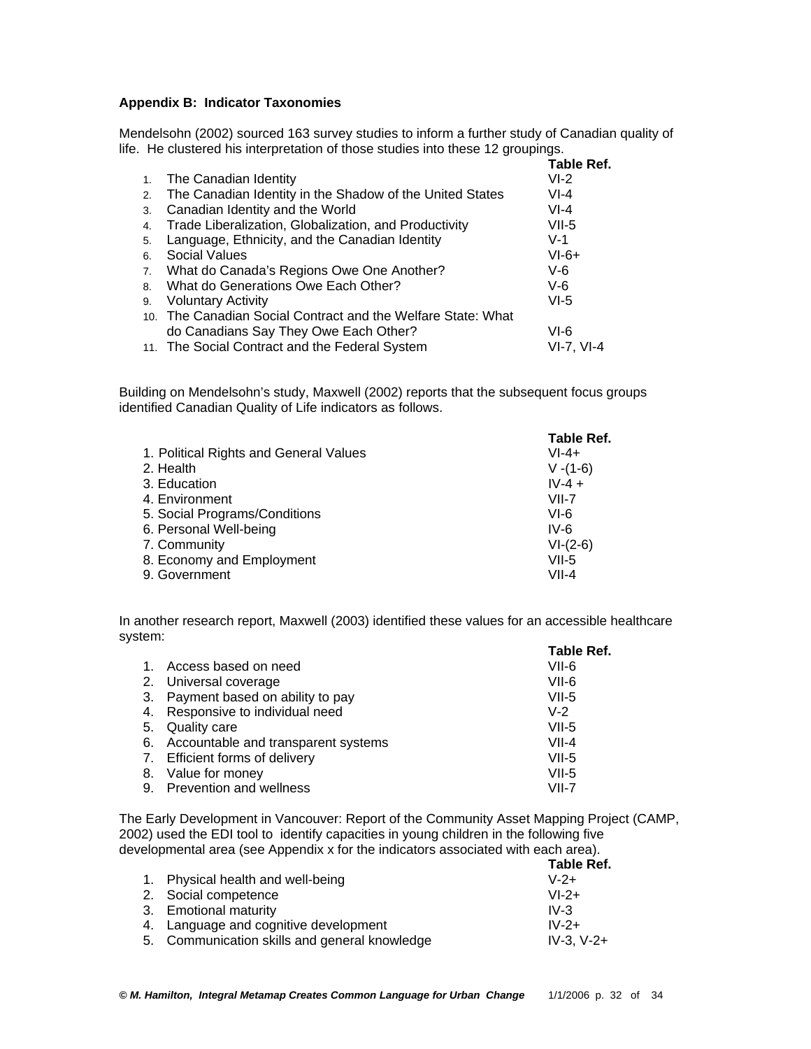**Appendix B: Indicator Taxonomies**

Mendelsohn (2002) sourced 163 survey studies to inform a further study of Canadian quality of life. He clustered his interpretation of those studies into these 12 groupings.

| | | Table Ref. |
|---|---|---|
| 1. | The Canadian Identity | VI-2 |
| 2. | The Canadian Identity in the Shadow of the United States | VI-4 |
| 3. | Canadian Identity and the World | VI-4 |
| 4. | Trade Liberalization, Globalization, and Productivity | VII-5 |
| 5. | Language, Ethnicity, and the Canadian Identity | V-1 |
| 6. | Social Values | VI-6+ |
| 7. | What do Canada's Regions Owe One Another? | V-6 |
| 8. | What do Generations Owe Each Other? | V-6 |
| 9. | Voluntary Activity | VI-5 |
| 10. | The Canadian Social Contract and the Welfare State: What do Canadians Say They Owe Each Other? | VI-6 |
| 11. | The Social Contract and the Federal System | VI-7, VI-4 |

Building on Mendelsohn's study, Maxwell (2002) reports that the subsequent focus groups identified Canadian Quality of Life indicators as follows.

| | Table Ref. |
|---|---|
| 1. Political Rights and General Values | VI-4+ |
| 2. Health | V -(1-6) |
| 3. Education | IV-4 + |
| 4. Environment | VII-7 |
| 5. Social Programs/Conditions | VI-6 |
| 6. Personal Well-being | IV-6 |
| 7. Community | VI-(2-6) |
| 8. Economy and Employment | VII-5 |
| 9. Government | VII-4 |

In another research report, Maxwell (2003) identified these values for an accessible healthcare system:

| | | Table Ref. |
|---|---|---|
| 1. | Access based on need | VII-6 |
| 2. | Universal coverage | VII-6 |
| 3. | Payment based on ability to pay | VII-5 |
| 4. | Responsive to individual need | V-2 |
| 5. | Quality care | VII-5 |
| 6. | Accountable and transparent systems | VII-4 |
| 7. | Efficient forms of delivery | VII-5 |
| 8. | Value for money | VII-5 |
| 9. | Prevention and wellness | VII-7 |

The Early Development in Vancouver: Report of the Community Asset Mapping Project (CAMP, 2002) used the EDI tool to identify capacities in young children in the following five developmental area (see Appendix x for the indicators associated with each area).

| | | Table Ref. |
|---|---|---|
| 1. | Physical health and well-being | V-2+ |
| 2. | Social competence | VI-2+ |
| 3. | Emotional maturity | IV-3 |
| 4. | Language and cognitive development | IV-2+ |
| 5. | Communication skills and general knowledge | IV-3, V-2+ |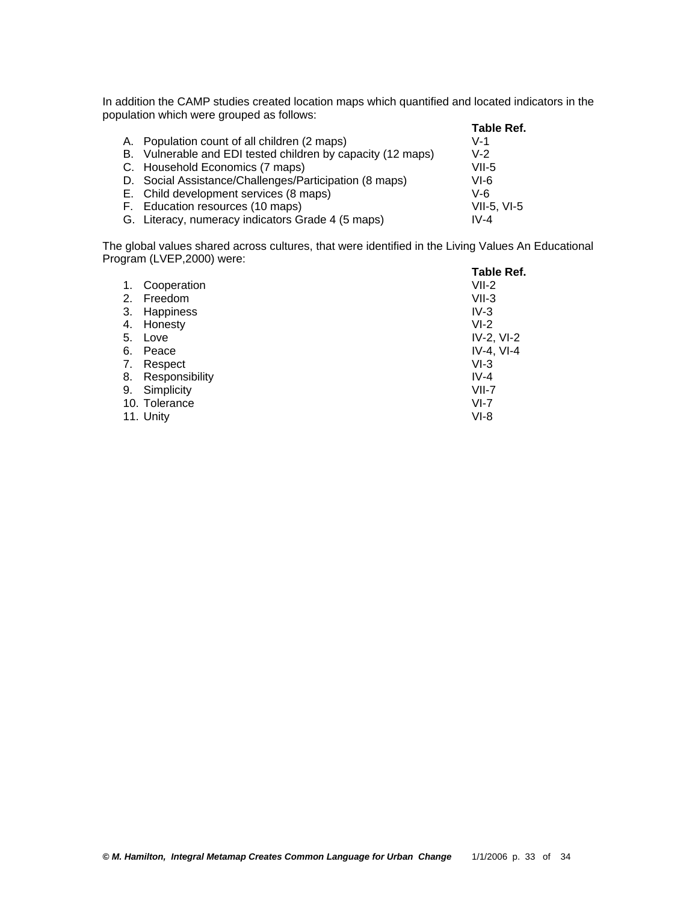In addition the CAMP studies created location maps which quantified and located indicators in the population which were grouped as follows:

| | Table Ref. |
|---|---|
| A. Population count of all children (2 maps) | V-1 |
| B. Vulnerable and EDI tested children by capacity (12 maps) | V-2 |
| C. Household Economics (7 maps) | VII-5 |
| D. Social Assistance/Challenges/Participation (8 maps) | VI-6 |
| E. Child development services (8 maps) | V-6 |
| F. Education resources (10 maps) | VII-5, VI-5 |
| G. Literacy, numeracy indicators Grade 4 (5 maps) | IV-4 |

The global values shared across cultures, that were identified in the Living Values An Educational Program (LVEP,2000) were:

| | Table Ref. |
|---|---|
| 1. Cooperation | VII-2 |
| 2. Freedom | VII-3 |
| 3. Happiness | IV-3 |
| 4. Honesty | VI-2 |
| 5. Love | IV-2, VI-2 |
| 6. Peace | IV-4, VI-4 |
| 7. Respect | VI-3 |
| 8. Responsibility | IV-4 |
| 9. Simplicity | VII-7 |
| 10. Tolerance | VI-7 |
| 11. Unity | VI-8 |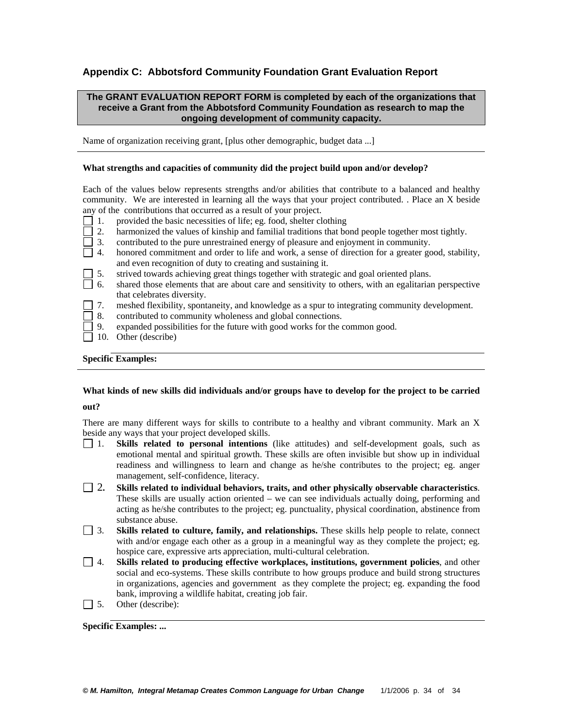## Appendix C: Abbotsford Community Foundation Grant Evaluation Report

**The GRANT EVALUATION REPORT FORM is completed by each of the organizations that receive a Grant from the Abbotsford Community Foundation as research to map the ongoing development of community capacity.**

Name of organization receiving grant, [plus other demographic, budget data ...]

---

**What strengths and capacities of community did the project build upon and/or develop?**

Each of the values below represents strengths and/or abilities that contribute to a balanced and healthy community. We are interested in learning all the ways that your project contributed. . Place an X beside any of the contributions that occurred as a result of your project.

- ☐ 1. provided the basic necessities of life; eg. food, shelter clothing
- ☐ 2. harmonized the values of kinship and familial traditions that bond people together most tightly.
- ☐ 3. contributed to the pure unrestrained energy of pleasure and enjoyment in community.
- ☐ 4. honored commitment and order to life and work, a sense of direction for a greater good, stability, and even recognition of duty to creating and sustaining it.
- ☐ 5. strived towards achieving great things together with strategic and goal oriented plans.
- ☐ 6. shared those elements that are about care and sensitivity to others, with an egalitarian perspective that celebrates diversity.
- ☐ 7. meshed flexibility, spontaneity, and knowledge as a spur to integrating community development.
- ☐ 8. contributed to community wholeness and global connections.
- ☐ 9. expanded possibilities for the future with good works for the common good.
- ☐ 10. Other (describe)

**Specific Examples:**

---

**What kinds of new skills did individuals and/or groups have to develop for the project to be carried out?**

There are many different ways for skills to contribute to a healthy and vibrant community. Mark an X beside any ways that your project developed skills.

- ☐ 1. **Skills related to personal intentions** (like attitudes) and self-development goals, such as emotional mental and spiritual growth. These skills are often invisible but show up in individual readiness and willingness to learn and change as he/she contributes to the project; eg. anger management, self-confidence, literacy.
- ☐ 2. **Skills related to individual behaviors, traits, and other physically observable characteristics**. These skills are usually action oriented – we can see individuals actually doing, performing and acting as he/she contributes to the project; eg. punctuality, physical coordination, abstinence from substance abuse.
- ☐ 3. **Skills related to culture, family, and relationships.** These skills help people to relate, connect with and/or engage each other as a group in a meaningful way as they complete the project; eg. hospice care, expressive arts appreciation, multi-cultural celebration.
- ☐ 4. **Skills related to producing effective workplaces, institutions, government policies**, and other social and eco-systems. These skills contribute to how groups produce and build strong structures in organizations, agencies and government as they complete the project; eg. expanding the food bank, improving a wildlife habitat, creating job fair.
- ☐ 5. Other (describe):

**Specific Examples: ...**